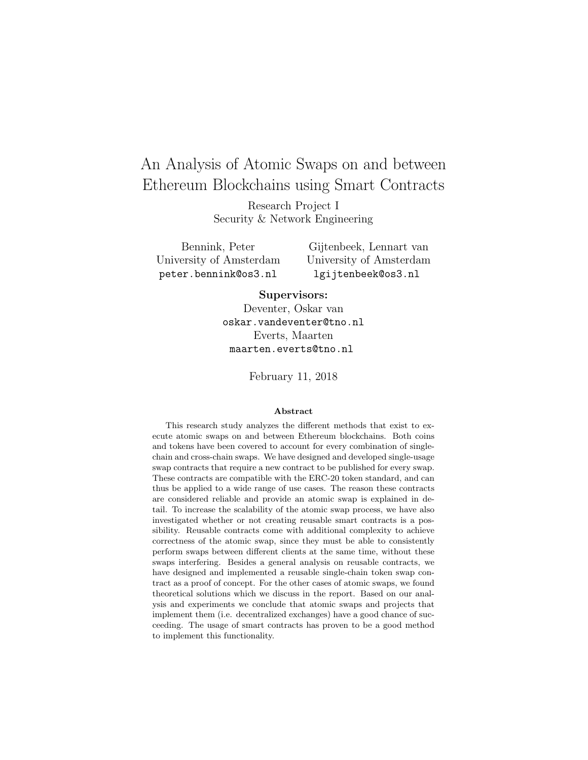# An Analysis of Atomic Swaps on and between Ethereum Blockchains using Smart Contracts

Research Project I
Security & Network Engineering

Bennink, Peter
University of Amsterdam
peter.bennink@os3.nl

Gijtenbeek, Lennart van
University of Amsterdam
lgijtenbeek@os3.nl

**Supervisors:**

Deventer, Oskar van
oskar.vandeventer@tno.nl

Everts, Maarten
maarten.everts@tno.nl

February 11, 2018

**Abstract**

This research study analyzes the different methods that exist to execute atomic swaps on and between Ethereum blockchains. Both coins and tokens have been covered to account for every combination of single-chain and cross-chain swaps. We have designed and developed single-usage swap contracts that require a new contract to be published for every swap. These contracts are compatible with the ERC-20 token standard, and can thus be applied to a wide range of use cases. The reason these contracts are considered reliable and provide an atomic swap is explained in detail. To increase the scalability of the atomic swap process, we have also investigated whether or not creating reusable smart contracts is a possibility. Reusable contracts come with additional complexity to achieve correctness of the atomic swap, since they must be able to consistently perform swaps between different clients at the same time, without these swaps interfering. Besides a general analysis on reusable contracts, we have designed and implemented a reusable single-chain token swap contract as a proof of concept. For the other cases of atomic swaps, we found theoretical solutions which we discuss in the report. Based on our analysis and experiments we conclude that atomic swaps and projects that implement them (i.e. decentralized exchanges) have a good chance of succeeding. The usage of smart contracts has proven to be a good method to implement this functionality.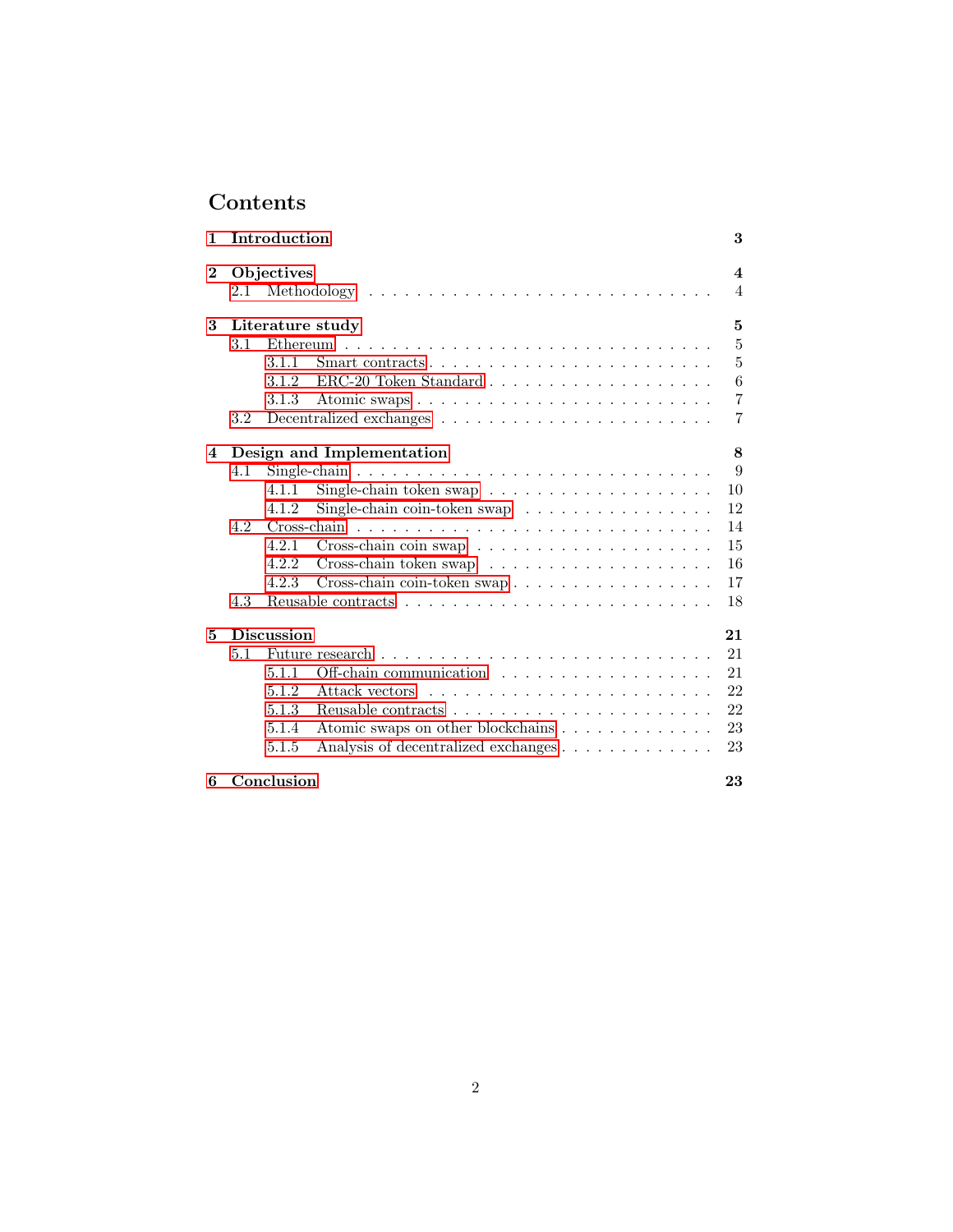# Contents

- **1 Introduction** — **3**
- **2 Objectives** — **4**
  - 2.1 Methodology — 4
- **3 Literature study** — **5**
  - 3.1 Ethereum — 5
    - 3.1.1 Smart contracts — 5
    - 3.1.2 ERC-20 Token Standard — 6
    - 3.1.3 Atomic swaps — 7
  - 3.2 Decentralized exchanges — 7
- **4 Design and Implementation** — **8**
  - 4.1 Single-chain — 9
    - 4.1.1 Single-chain token swap — 10
    - 4.1.2 Single-chain coin-token swap — 12
  - 4.2 Cross-chain — 14
    - 4.2.1 Cross-chain coin swap — 15
    - 4.2.2 Cross-chain token swap — 16
    - 4.2.3 Cross-chain coin-token swap — 17
  - 4.3 Reusable contracts — 18
- **5 Discussion** — **21**
  - 5.1 Future research — 21
    - 5.1.1 Off-chain communication — 21
    - 5.1.2 Attack vectors — 22
    - 5.1.3 Reusable contracts — 22
    - 5.1.4 Atomic swaps on other blockchains — 23
    - 5.1.5 Analysis of decentralized exchanges — 23
- **6 Conclusion** — **23**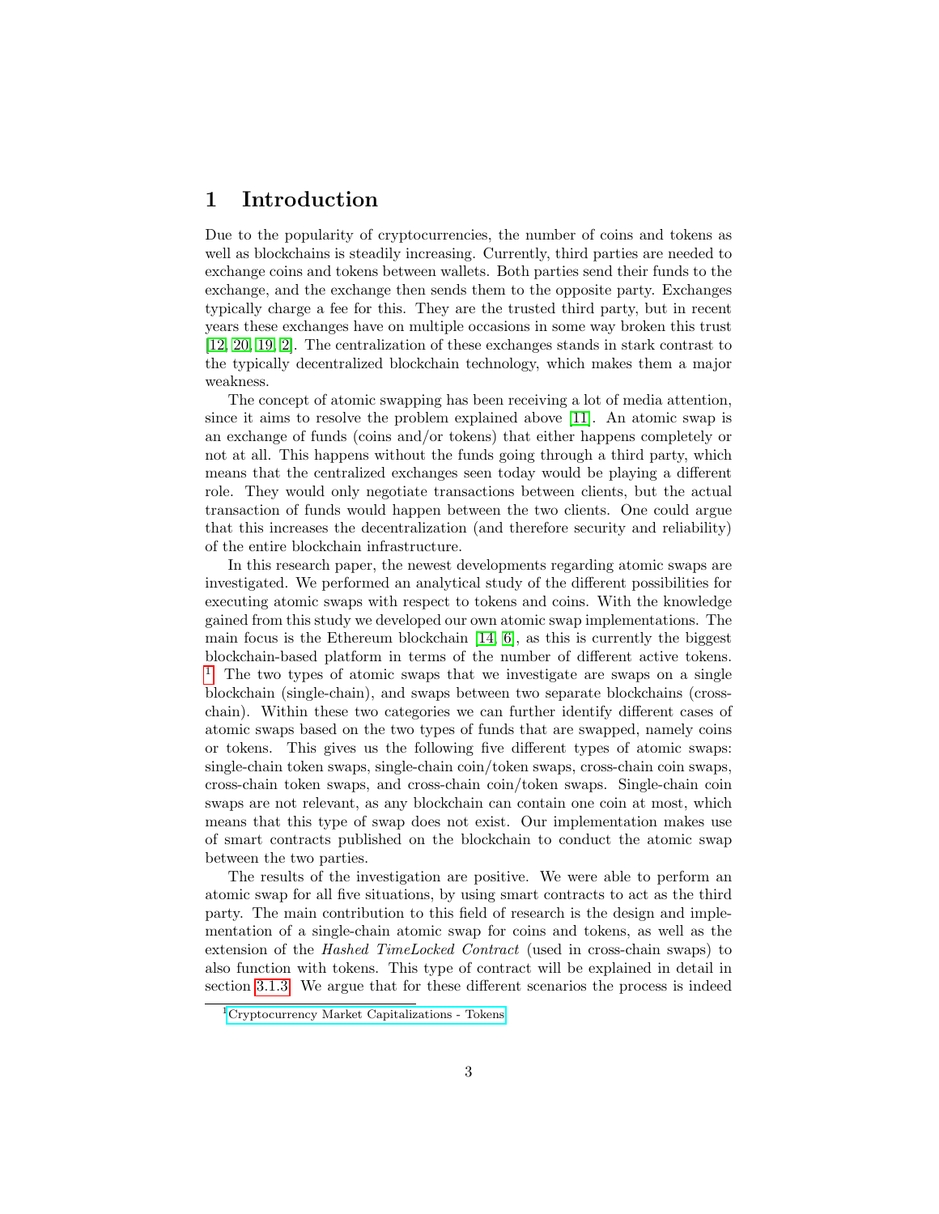# 1 Introduction

Due to the popularity of cryptocurrencies, the number of coins and tokens as well as blockchains is steadily increasing. Currently, third parties are needed to exchange coins and tokens between wallets. Both parties send their funds to the exchange, and the exchange then sends them to the opposite party. Exchanges typically charge a fee for this. They are the trusted third party, but in recent years these exchanges have on multiple occasions in some way broken this trust [12, 20, 19, 2]. The centralization of these exchanges stands in stark contrast to the typically decentralized blockchain technology, which makes them a major weakness.

The concept of atomic swapping has been receiving a lot of media attention, since it aims to resolve the problem explained above [11]. An atomic swap is an exchange of funds (coins and/or tokens) that either happens completely or not at all. This happens without the funds going through a third party, which means that the centralized exchanges seen today would be playing a different role. They would only negotiate transactions between clients, but the actual transaction of funds would happen between the two clients. One could argue that this increases the decentralization (and therefore security and reliability) of the entire blockchain infrastructure.

In this research paper, the newest developments regarding atomic swaps are investigated. We performed an analytical study of the different possibilities for executing atomic swaps with respect to tokens and coins. With the knowledge gained from this study we developed our own atomic swap implementations. The main focus is the Ethereum blockchain [14, 6], as this is currently the biggest blockchain-based platform in terms of the number of different active tokens. [1] The two types of atomic swaps that we investigate are swaps on a single blockchain (single-chain), and swaps between two separate blockchains (cross-chain). Within these two categories we can further identify different cases of atomic swaps based on the two types of funds that are swapped, namely coins or tokens. This gives us the following five different types of atomic swaps: single-chain token swaps, single-chain coin/token swaps, cross-chain coin swaps, cross-chain token swaps, and cross-chain coin/token swaps. Single-chain coin swaps are not relevant, as any blockchain can contain one coin at most, which means that this type of swap does not exist. Our implementation makes use of smart contracts published on the blockchain to conduct the atomic swap between the two parties.

The results of the investigation are positive. We were able to perform an atomic swap for all five situations, by using smart contracts to act as the third party. The main contribution to this field of research is the design and implementation of a single-chain atomic swap for coins and tokens, as well as the extension of the *Hashed TimeLocked Contract* (used in cross-chain swaps) to also function with tokens. This type of contract will be explained in detail in section 3.1.3. We argue that for these different scenarios the process is indeed

[1] Cryptocurrency Market Capitalizations - Tokens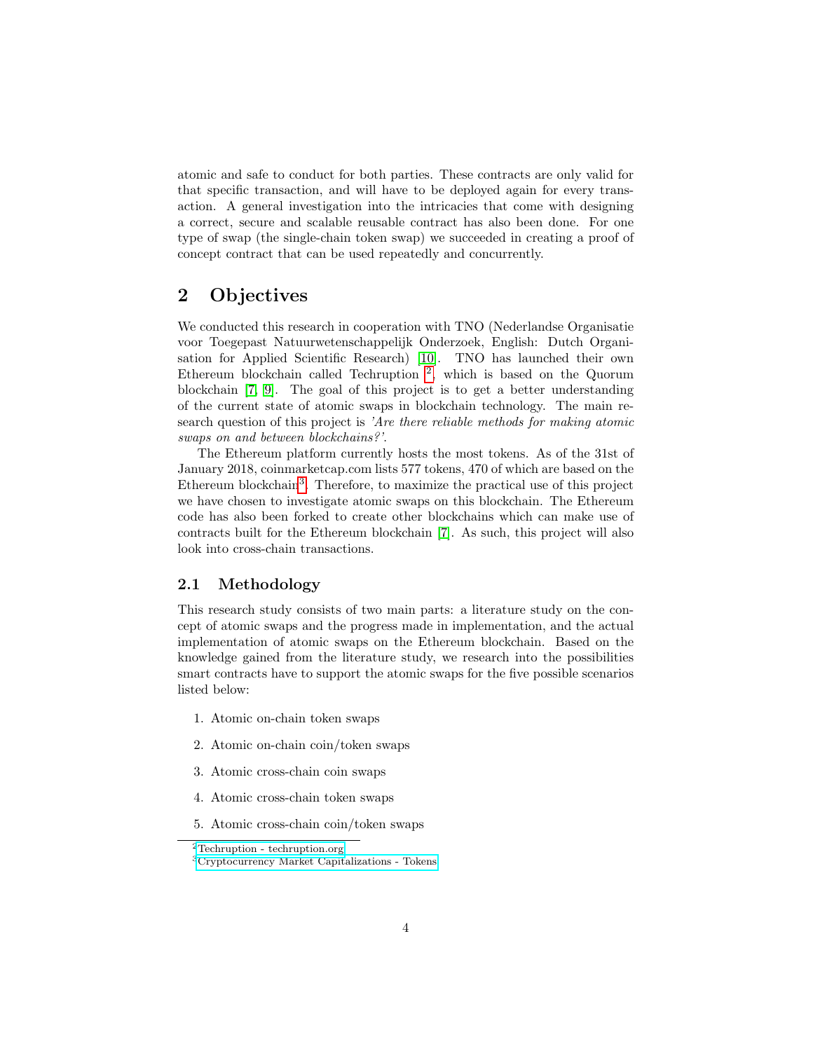atomic and safe to conduct for both parties. These contracts are only valid for that specific transaction, and will have to be deployed again for every transaction. A general investigation into the intricacies that come with designing a correct, secure and scalable reusable contract has also been done. For one type of swap (the single-chain token swap) we succeeded in creating a proof of concept contract that can be used repeatedly and concurrently.

# 2 Objectives

We conducted this research in cooperation with TNO (Nederlandse Organisatie voor Toegepast Natuurwetenschappelijk Onderzoek, English: Dutch Organisation for Applied Scientific Research) [10]. TNO has launched their own Ethereum blockchain called Techruption [2], which is based on the Quorum blockchain [7, 9]. The goal of this project is to get a better understanding of the current state of atomic swaps in blockchain technology. The main research question of this project is *'Are there reliable methods for making atomic swaps on and between blockchains?'*.

The Ethereum platform currently hosts the most tokens. As of the 31st of January 2018, coinmarketcap.com lists 577 tokens, 470 of which are based on the Ethereum blockchain[3]. Therefore, to maximize the practical use of this project we have chosen to investigate atomic swaps on this blockchain. The Ethereum code has also been forked to create other blockchains which can make use of contracts built for the Ethereum blockchain [7]. As such, this project will also look into cross-chain transactions.

## 2.1 Methodology

This research study consists of two main parts: a literature study on the concept of atomic swaps and the progress made in implementation, and the actual implementation of atomic swaps on the Ethereum blockchain. Based on the knowledge gained from the literature study, we research into the possibilities smart contracts have to support the atomic swaps for the five possible scenarios listed below:

1. Atomic on-chain token swaps
2. Atomic on-chain coin/token swaps
3. Atomic cross-chain coin swaps
4. Atomic cross-chain token swaps
5. Atomic cross-chain coin/token swaps

---

[2] Techruption - techruption.org

[3] Cryptocurrency Market Capitalizations - Tokens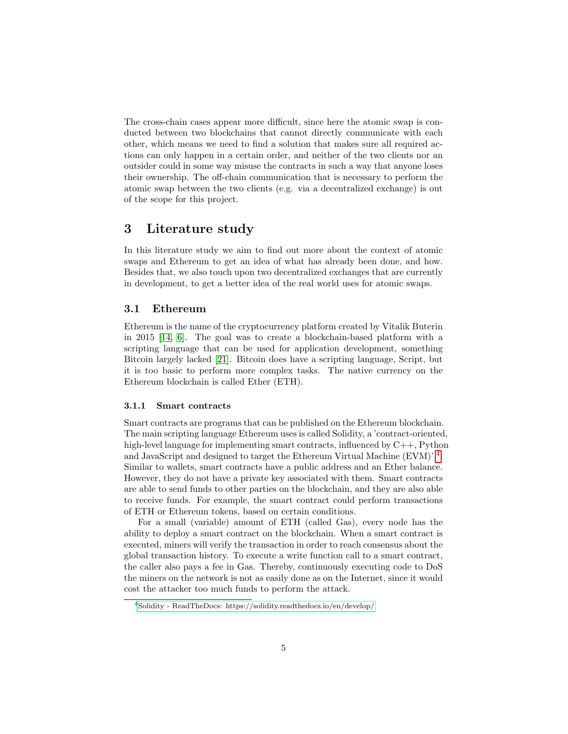The cross-chain cases appear more difficult, since here the atomic swap is conducted between two blockchains that cannot directly communicate with each other, which means we need to find a solution that makes sure all required actions can only happen in a certain order, and neither of the two clients nor an outsider could in some way misuse the contracts in such a way that anyone loses their ownership. The off-chain communication that is necessary to perform the atomic swap between the two clients (e.g. via a decentralized exchange) is out of the scope for this project.

# 3 Literature study

In this literature study we aim to find out more about the context of atomic swaps and Ethereum to get an idea of what has already been done, and how. Besides that, we also touch upon two decentralized exchanges that are currently in development, to get a better idea of the real world uses for atomic swaps.

## 3.1 Ethereum

Ethereum is the name of the cryptocurrency platform created by Vitalik Buterin in 2015 [14, 6]. The goal was to create a blockchain-based platform with a scripting language that can be used for application development, something Bitcoin largely lacked [21]. Bitcoin does have a scripting language, Script, but it is too basic to perform more complex tasks. The native currency on the Ethereum blockchain is called Ether (ETH).

### 3.1.1 Smart contracts

Smart contracts are programs that can be published on the Ethereum blockchain. The main scripting language Ethereum uses is called Solidity, a 'contract-oriented, high-level language for implementing smart contracts, influenced by C++, Python and JavaScript and designed to target the Ethereum Virtual Machine (EVM)' [4]. Similar to wallets, smart contracts have a public address and an Ether balance. However, they do not have a private key associated with them. Smart contracts are able to send funds to other parties on the blockchain, and they are also able to receive funds. For example, the smart contract could perform transactions of ETH or Ethereum tokens, based on certain conditions.

For a small (variable) amount of ETH (called Gas), every node has the ability to deploy a smart contract on the blockchain. When a smart contract is executed, miners will verify the transaction in order to reach consensus about the global transaction history. To execute a write function call to a smart contract, the caller also pays a fee in Gas. Thereby, continuously executing code to DoS the miners on the network is not as easily done as on the Internet, since it would cost the attacker too much funds to perform the attack.

[4] Solidity - ReadTheDocs: https://solidity.readthedocs.io/en/develop/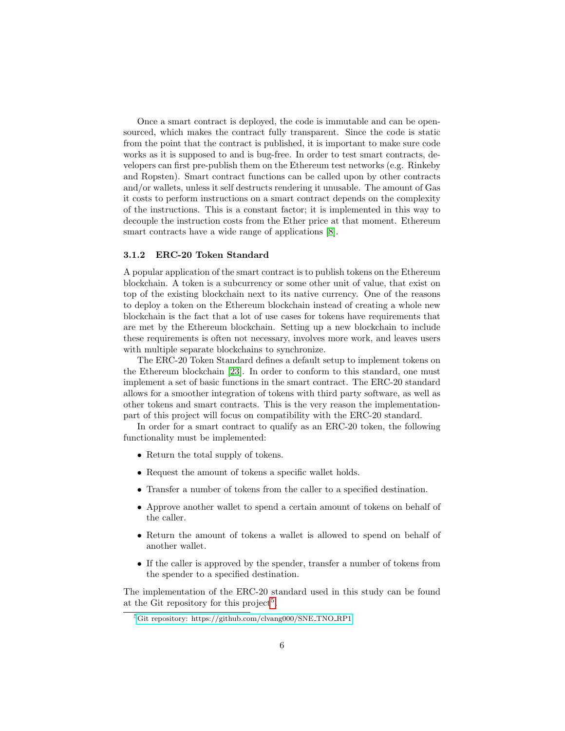Once a smart contract is deployed, the code is immutable and can be open-sourced, which makes the contract fully transparent. Since the code is static from the point that the contract is published, it is important to make sure code works as it is supposed to and is bug-free. In order to test smart contracts, developers can first pre-publish them on the Ethereum test networks (e.g. Rinkeby and Ropsten). Smart contract functions can be called upon by other contracts and/or wallets, unless it self destructs rendering it unusable. The amount of Gas it costs to perform instructions on a smart contract depends on the complexity of the instructions. This is a constant factor; it is implemented in this way to decouple the instruction costs from the Ether price at that moment. Ethereum smart contracts have a wide range of applications [8].

### 3.1.2 ERC-20 Token Standard

A popular application of the smart contract is to publish tokens on the Ethereum blockchain. A token is a subcurrency or some other unit of value, that exist on top of the existing blockchain next to its native currency. One of the reasons to deploy a token on the Ethereum blockchain instead of creating a whole new blockchain is the fact that a lot of use cases for tokens have requirements that are met by the Ethereum blockchain. Setting up a new blockchain to include these requirements is often not necessary, involves more work, and leaves users with multiple separate blockchains to synchronize.

The ERC-20 Token Standard defines a default setup to implement tokens on the Ethereum blockchain [23]. In order to conform to this standard, one must implement a set of basic functions in the smart contract. The ERC-20 standard allows for a smoother integration of tokens with third party software, as well as other tokens and smart contracts. This is the very reason the implementation-part of this project will focus on compatibility with the ERC-20 standard.

In order for a smart contract to qualify as an ERC-20 token, the following functionality must be implemented:

- Return the total supply of tokens.
- Request the amount of tokens a specific wallet holds.
- Transfer a number of tokens from the caller to a specified destination.
- Approve another wallet to spend a certain amount of tokens on behalf of the caller.
- Return the amount of tokens a wallet is allowed to spend on behalf of another wallet.
- If the caller is approved by the spender, transfer a number of tokens from the spender to a specified destination.

The implementation of the ERC-20 standard used in this study can be found at the Git repository for this project[5].

[5] Git repository: https://github.com/clvang000/SNE_TNO_RP1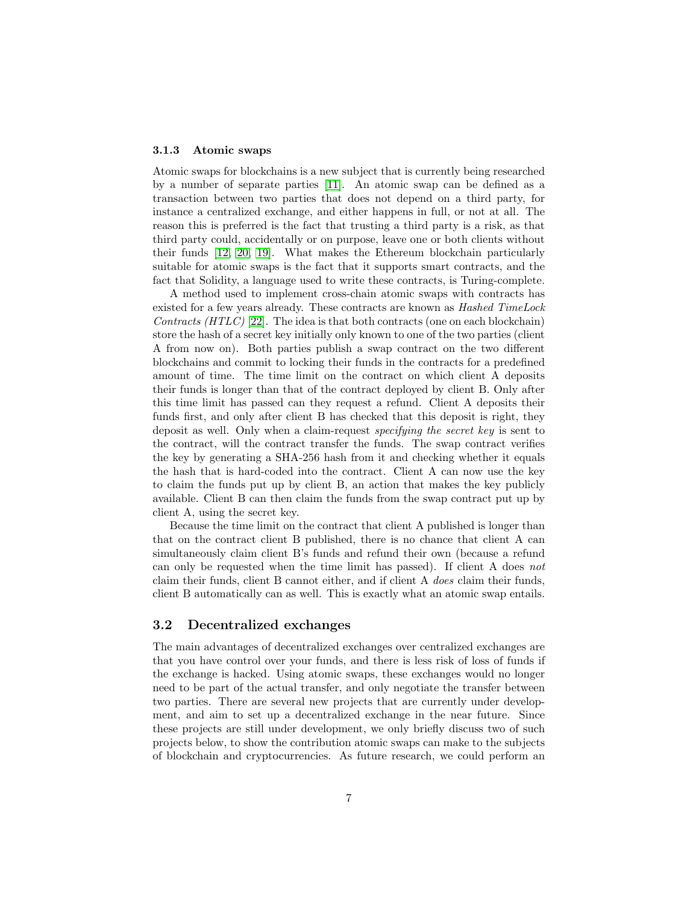### 3.1.3 Atomic swaps

Atomic swaps for blockchains is a new subject that is currently being researched by a number of separate parties [11]. An atomic swap can be defined as a transaction between two parties that does not depend on a third party, for instance a centralized exchange, and either happens in full, or not at all. The reason this is preferred is the fact that trusting a third party is a risk, as that third party could, accidentally or on purpose, leave one or both clients without their funds [12, 20, 19]. What makes the Ethereum blockchain particularly suitable for atomic swaps is the fact that it supports smart contracts, and the fact that Solidity, a language used to write these contracts, is Turing-complete.

A method used to implement cross-chain atomic swaps with contracts has existed for a few years already. These contracts are known as *Hashed TimeLock Contracts (HTLC)* [22]. The idea is that both contracts (one on each blockchain) store the hash of a secret key initially only known to one of the two parties (client A from now on). Both parties publish a swap contract on the two different blockchains and commit to locking their funds in the contracts for a predefined amount of time. The time limit on the contract on which client A deposits their funds is longer than that of the contract deployed by client B. Only after this time limit has passed can they request a refund. Client A deposits their funds first, and only after client B has checked that this deposit is right, they deposit as well. Only when a claim-request *specifying the secret key* is sent to the contract, will the contract transfer the funds. The swap contract verifies the key by generating a SHA-256 hash from it and checking whether it equals the hash that is hard-coded into the contract. Client A can now use the key to claim the funds put up by client B, an action that makes the key publicly available. Client B can then claim the funds from the swap contract put up by client A, using the secret key.

Because the time limit on the contract that client A published is longer than that on the contract client B published, there is no chance that client A can simultaneously claim client B's funds and refund their own (because a refund can only be requested when the time limit has passed). If client A does *not* claim their funds, client B cannot either, and if client A *does* claim their funds, client B automatically can as well. This is exactly what an atomic swap entails.

## 3.2 Decentralized exchanges

The main advantages of decentralized exchanges over centralized exchanges are that you have control over your funds, and there is less risk of loss of funds if the exchange is hacked. Using atomic swaps, these exchanges would no longer need to be part of the actual transfer, and only negotiate the transfer between two parties. There are several new projects that are currently under development, and aim to set up a decentralized exchange in the near future. Since these projects are still under development, we only briefly discuss two of such projects below, to show the contribution atomic swaps can make to the subjects of blockchain and cryptocurrencies. As future research, we could perform an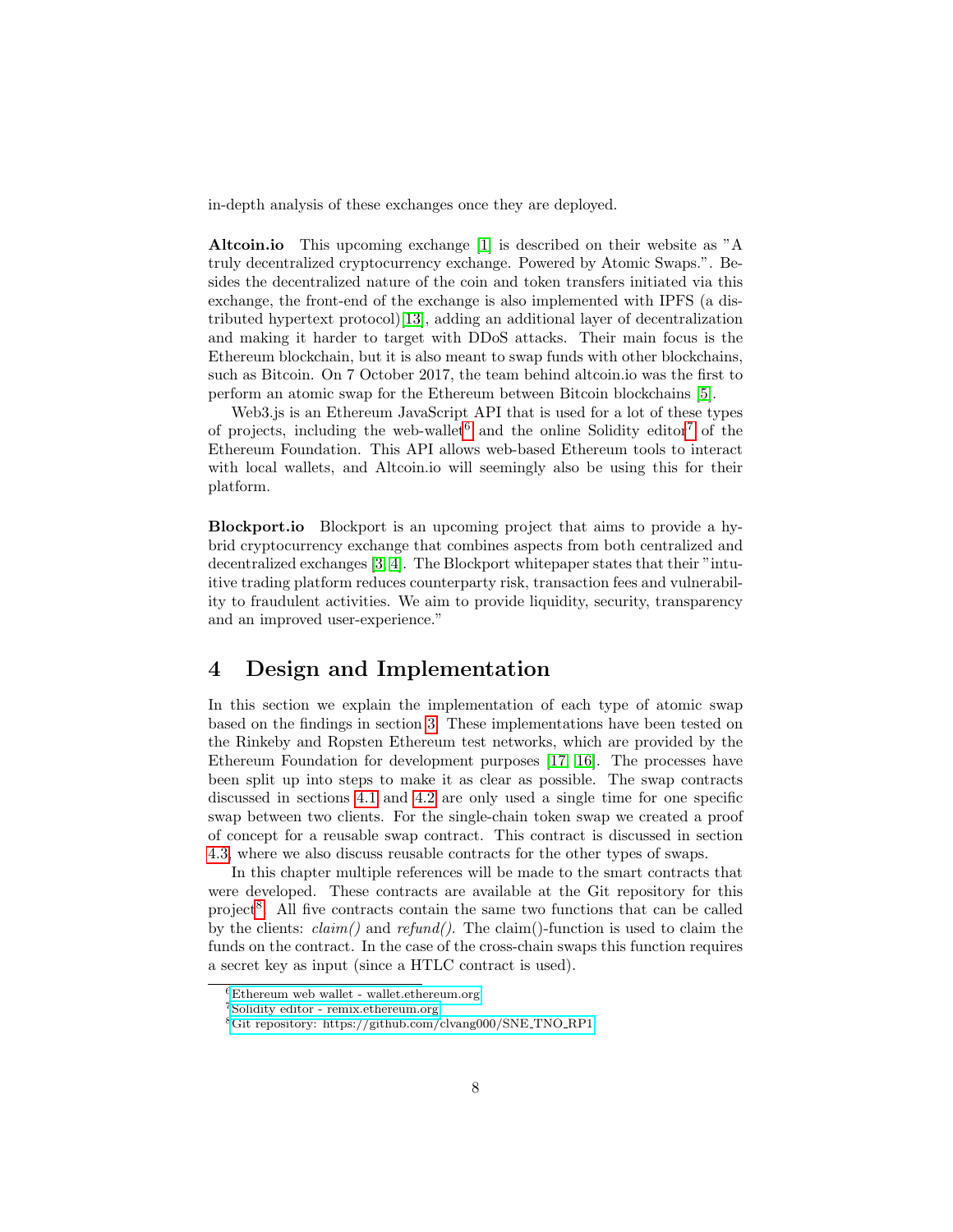in-depth analysis of these exchanges once they are deployed.

**Altcoin.io** This upcoming exchange [1] is described on their website as "A truly decentralized cryptocurrency exchange. Powered by Atomic Swaps.". Besides the decentralized nature of the coin and token transfers initiated via this exchange, the front-end of the exchange is also implemented with IPFS (a distributed hypertext protocol)[13], adding an additional layer of decentralization and making it harder to target with DDoS attacks. Their main focus is the Ethereum blockchain, but it is also meant to swap funds with other blockchains, such as Bitcoin. On 7 October 2017, the team behind altcoin.io was the first to perform an atomic swap for the Ethereum between Bitcoin blockchains [5].

Web3.js is an Ethereum JavaScript API that is used for a lot of these types of projects, including the web-wallet[6] and the online Solidity editor[7] of the Ethereum Foundation. This API allows web-based Ethereum tools to interact with local wallets, and Altcoin.io will seemingly also be using this for their platform.

**Blockport.io** Blockport is an upcoming project that aims to provide a hybrid cryptocurrency exchange that combines aspects from both centralized and decentralized exchanges [3, 4]. The Blockport whitepaper states that their "intuitive trading platform reduces counterparty risk, transaction fees and vulnerability to fraudulent activities. We aim to provide liquidity, security, transparency and an improved user-experience."

## 4 Design and Implementation

In this section we explain the implementation of each type of atomic swap based on the findings in section 3. These implementations have been tested on the Rinkeby and Ropsten Ethereum test networks, which are provided by the Ethereum Foundation for development purposes [17, 16]. The processes have been split up into steps to make it as clear as possible. The swap contracts discussed in sections 4.1 and 4.2 are only used a single time for one specific swap between two clients. For the single-chain token swap we created a proof of concept for a reusable swap contract. This contract is discussed in section 4.3, where we also discuss reusable contracts for the other types of swaps.

In this chapter multiple references will be made to the smart contracts that were developed. These contracts are available at the Git repository for this project[8]. All five contracts contain the same two functions that can be called by the clients: *claim()* and *refund()*. The claim()-function is used to claim the funds on the contract. In the case of the cross-chain swaps this function requires a secret key as input (since a HTLC contract is used).

---

[6] Ethereum web wallet - wallet.ethereum.org

[7] Solidity editor - remix.ethereum.org

[8] Git repository: https://github.com/clvang000/SNE_TNO_RP1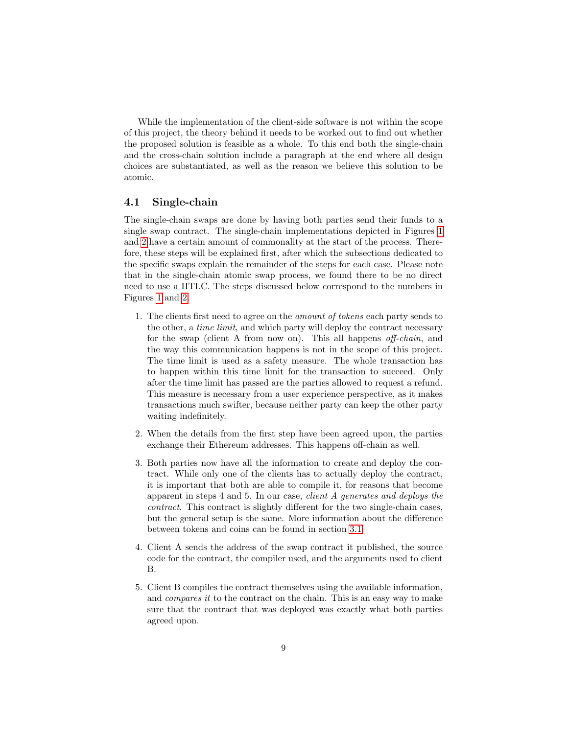While the implementation of the client-side software is not within the scope of this project, the theory behind it needs to be worked out to find out whether the proposed solution is feasible as a whole. To this end both the single-chain and the cross-chain solution include a paragraph at the end where all design choices are substantiated, as well as the reason we believe this solution to be atomic.

### 4.1 Single-chain

The single-chain swaps are done by having both parties send their funds to a single swap contract. The single-chain implementations depicted in Figures 1 and 2 have a certain amount of commonality at the start of the process. Therefore, these steps will be explained first, after which the subsections dedicated to the specific swaps explain the remainder of the steps for each case. Please note that in the single-chain atomic swap process, we found there to be no direct need to use a HTLC. The steps discussed below correspond to the numbers in Figures 1 and 2.

1. The clients first need to agree on the *amount of tokens* each party sends to the other, a *time limit*, and which party will deploy the contract necessary for the swap (client A from now on). This all happens *off-chain*, and the way this communication happens is not in the scope of this project. The time limit is used as a safety measure. The whole transaction has to happen within this time limit for the transaction to succeed. Only after the time limit has passed are the parties allowed to request a refund. This measure is necessary from a user experience perspective, as it makes transactions much swifter, because neither party can keep the other party waiting indefinitely.

2. When the details from the first step have been agreed upon, the parties exchange their Ethereum addresses. This happens off-chain as well.

3. Both parties now have all the information to create and deploy the contract. While only one of the clients has to actually deploy the contract, it is important that both are able to compile it, for reasons that become apparent in steps 4 and 5. In our case, *client A generates and deploys the contract*. This contract is slightly different for the two single-chain cases, but the general setup is the same. More information about the difference between tokens and coins can be found in section 3.1.

4. Client A sends the address of the swap contract it published, the source code for the contract, the compiler used, and the arguments used to client B.

5. Client B compiles the contract themselves using the available information, and *compares it* to the contract on the chain. This is an easy way to make sure that the contract that was deployed was exactly what both parties agreed upon.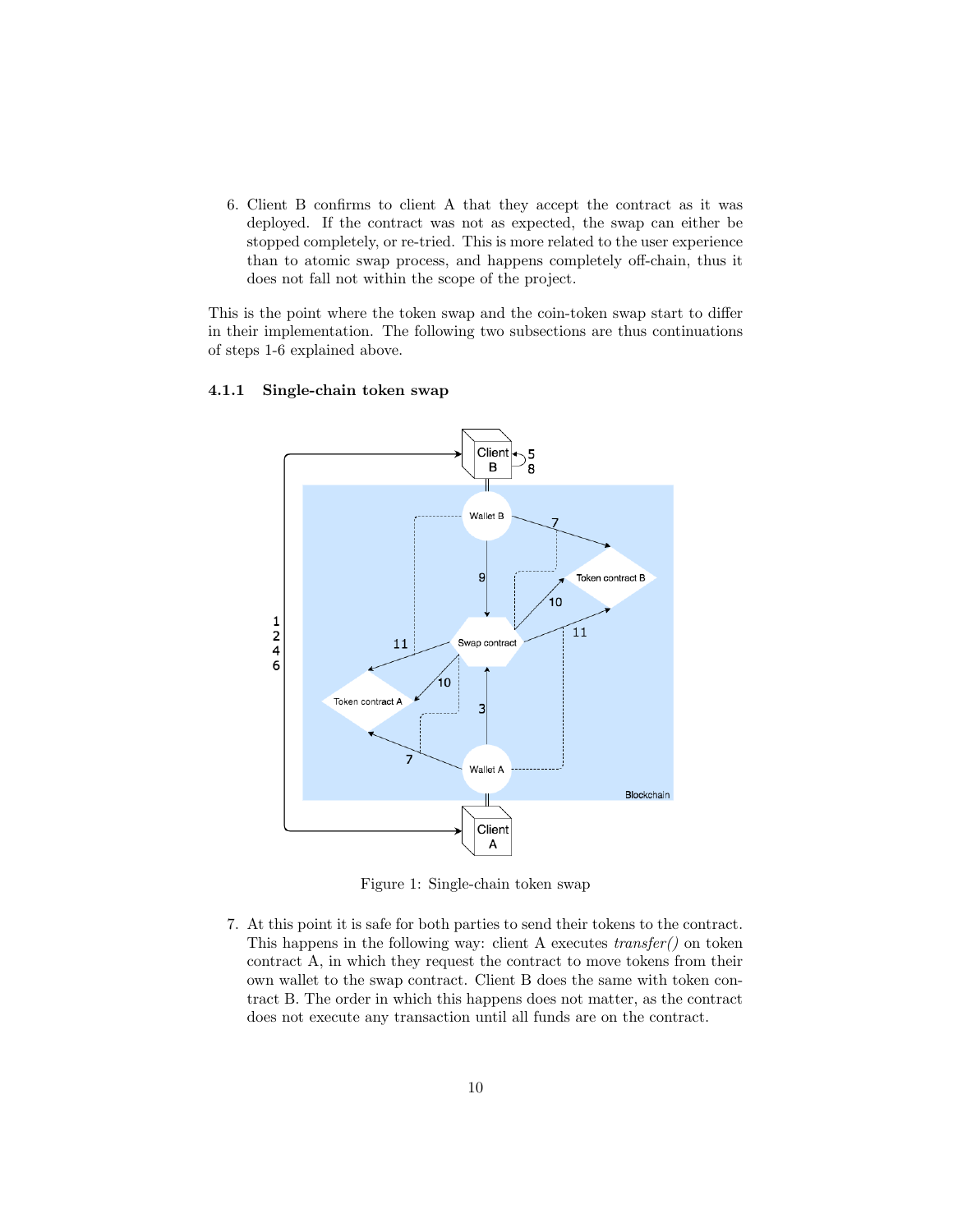6. Client B confirms to client A that they accept the contract as it was deployed. If the contract was not as expected, the swap can either be stopped completely, or re-tried. This is more related to the user experience than to atomic swap process, and happens completely off-chain, thus it does not fall not within the scope of the project.

This is the point where the token swap and the coin-token swap start to differ in their implementation. The following two subsections are thus continuations of steps 1-6 explained above.

### 4.1.1 Single-chain token swap

Figure 1: Single-chain token swap

7. At this point it is safe for both parties to send their tokens to the contract. This happens in the following way: client A executes *transfer()* on token contract A, in which they request the contract to move tokens from their own wallet to the swap contract. Client B does the same with token contract B. The order in which this happens does not matter, as the contract does not execute any transaction until all funds are on the contract.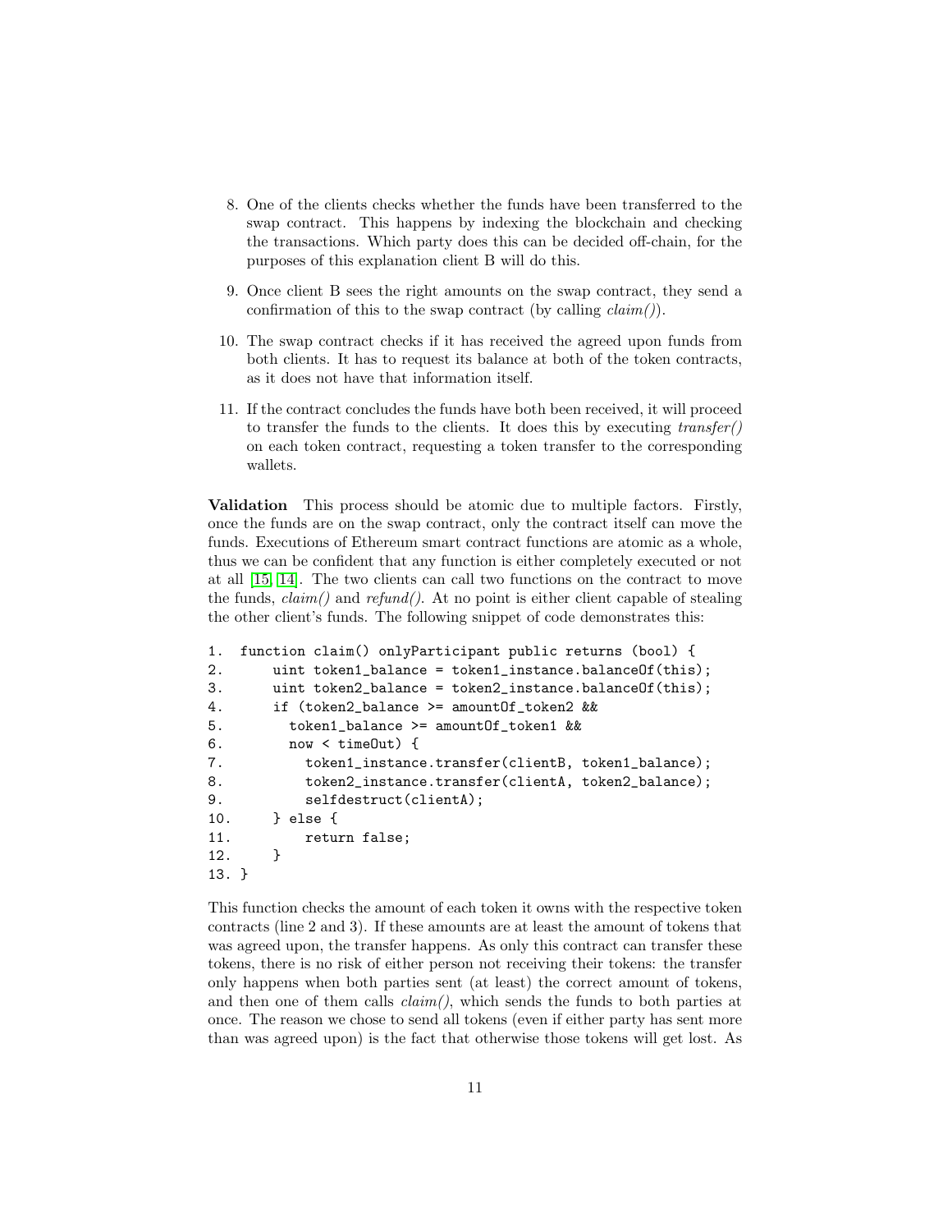8. One of the clients checks whether the funds have been transferred to the swap contract. This happens by indexing the blockchain and checking the transactions. Which party does this can be decided off-chain, for the purposes of this explanation client B will do this.

9. Once client B sees the right amounts on the swap contract, they send a confirmation of this to the swap contract (by calling *claim()*).

10. The swap contract checks if it has received the agreed upon funds from both clients. It has to request its balance at both of the token contracts, as it does not have that information itself.

11. If the contract concludes the funds have both been received, it will proceed to transfer the funds to the clients. It does this by executing *transfer()* on each token contract, requesting a token transfer to the corresponding wallets.

**Validation** This process should be atomic due to multiple factors. Firstly, once the funds are on the swap contract, only the contract itself can move the funds. Executions of Ethereum smart contract functions are atomic as a whole, thus we can be confident that any function is either completely executed or not at all [15, 14]. The two clients can call two functions on the contract to move the funds, *claim()* and *refund()*. At no point is either client capable of stealing the other client's funds. The following snippet of code demonstrates this:

```
1.  function claim() onlyParticipant public returns (bool) {
2.      uint token1_balance = token1_instance.balanceOf(this);
3.      uint token2_balance = token2_instance.balanceOf(this);
4.      if (token2_balance >= amountOf_token2 &&
5.        token1_balance >= amountOf_token1 &&
6.        now < timeOut) {
7.          token1_instance.transfer(clientB, token1_balance);
8.          token2_instance.transfer(clientA, token2_balance);
9.          selfdestruct(clientA);
10.     } else {
11.         return false;
12.     }
13. }
```

This function checks the amount of each token it owns with the respective token contracts (line 2 and 3). If these amounts are at least the amount of tokens that was agreed upon, the transfer happens. As only this contract can transfer these tokens, there is no risk of either person not receiving their tokens: the transfer only happens when both parties sent (at least) the correct amount of tokens, and then one of them calls *claim()*, which sends the funds to both parties at once. The reason we chose to send all tokens (even if either party has sent more than was agreed upon) is the fact that otherwise those tokens will get lost. As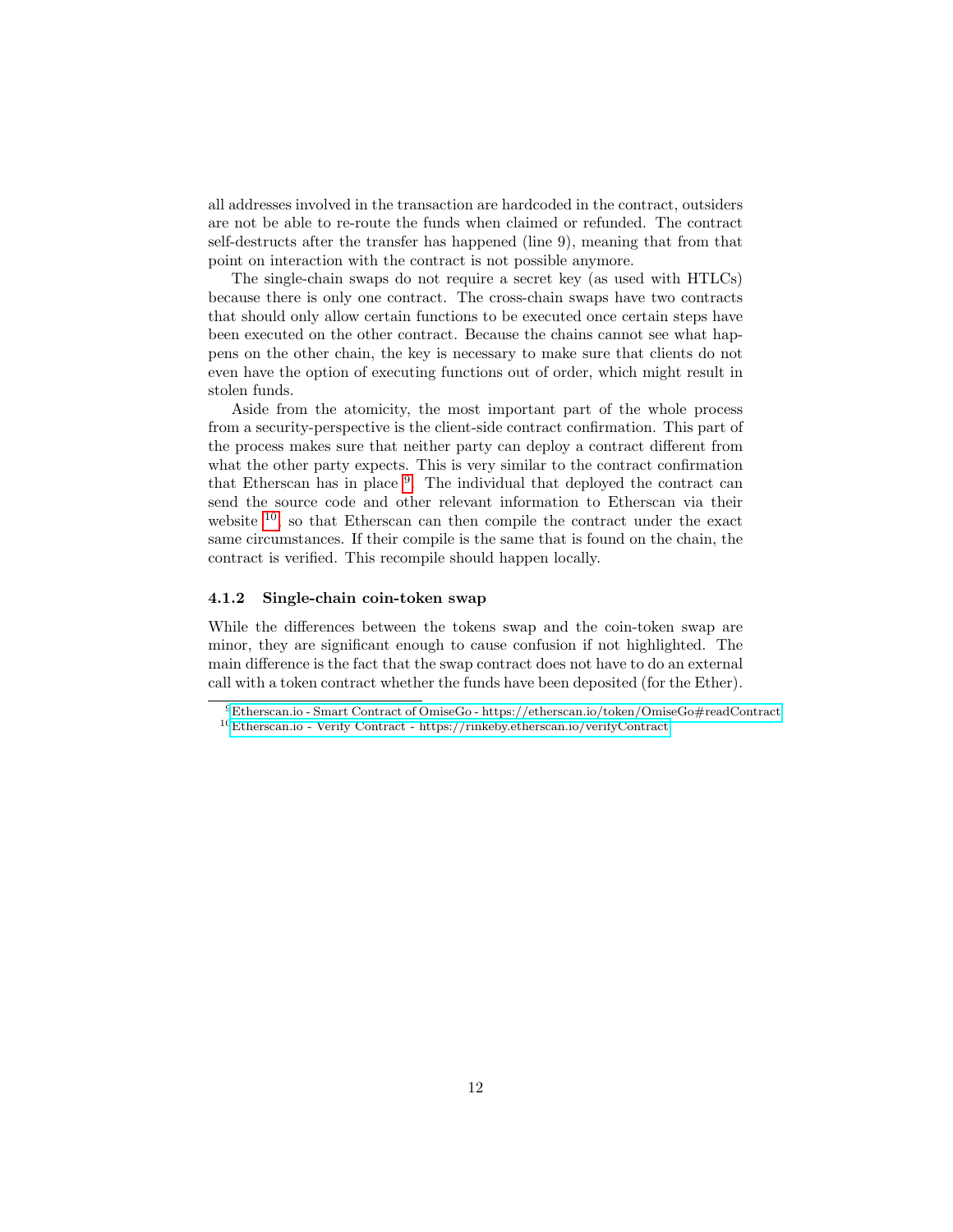all addresses involved in the transaction are hardcoded in the contract, outsiders are not be able to re-route the funds when claimed or refunded. The contract self-destructs after the transfer has happened (line 9), meaning that from that point on interaction with the contract is not possible anymore.

The single-chain swaps do not require a secret key (as used with HTLCs) because there is only one contract. The cross-chain swaps have two contracts that should only allow certain functions to be executed once certain steps have been executed on the other contract. Because the chains cannot see what happens on the other chain, the key is necessary to make sure that clients do not even have the option of executing functions out of order, which might result in stolen funds.

Aside from the atomicity, the most important part of the whole process from a security-perspective is the client-side contract confirmation. This part of the process makes sure that neither party can deploy a contract different from what the other party expects. This is very similar to the contract confirmation that Etherscan has in place [9]. The individual that deployed the contract can send the source code and other relevant information to Etherscan via their website [10], so that Etherscan can then compile the contract under the exact same circumstances. If their compile is the same that is found on the chain, the contract is verified. This recompile should happen locally.

### 4.1.2 Single-chain coin-token swap

While the differences between the tokens swap and the coin-token swap are minor, they are significant enough to cause confusion if not highlighted. The main difference is the fact that the swap contract does not have to do an external call with a token contract whether the funds have been deposited (for the Ether).

[9] Etherscan.io - Smart Contract of OmiseGo - https://etherscan.io/token/OmiseGo#readContract

[10] Etherscan.io - Verify Contract - https://rinkeby.etherscan.io/verifyContract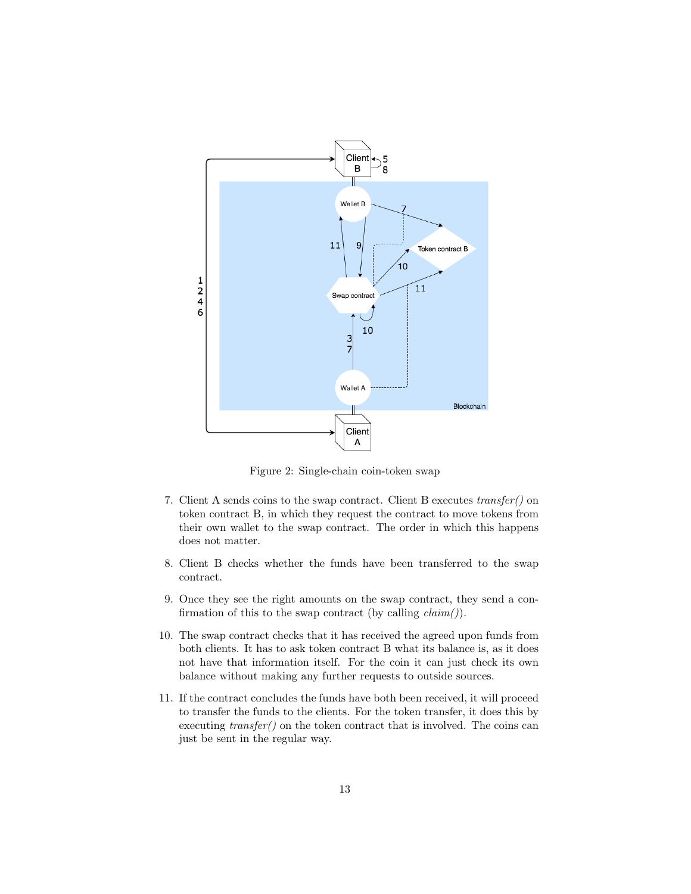Figure 2: Single-chain coin-token swap

7. Client A sends coins to the swap contract. Client B executes *transfer()* on token contract B, in which they request the contract to move tokens from their own wallet to the swap contract. The order in which this happens does not matter.

8. Client B checks whether the funds have been transferred to the swap contract.

9. Once they see the right amounts on the swap contract, they send a confirmation of this to the swap contract (by calling *claim()*).

10. The swap contract checks that it has received the agreed upon funds from both clients. It has to ask token contract B what its balance is, as it does not have that information itself. For the coin it can just check its own balance without making any further requests to outside sources.

11. If the contract concludes the funds have both been received, it will proceed to transfer the funds to the clients. For the token transfer, it does this by executing *transfer()* on the token contract that is involved. The coins can just be sent in the regular way.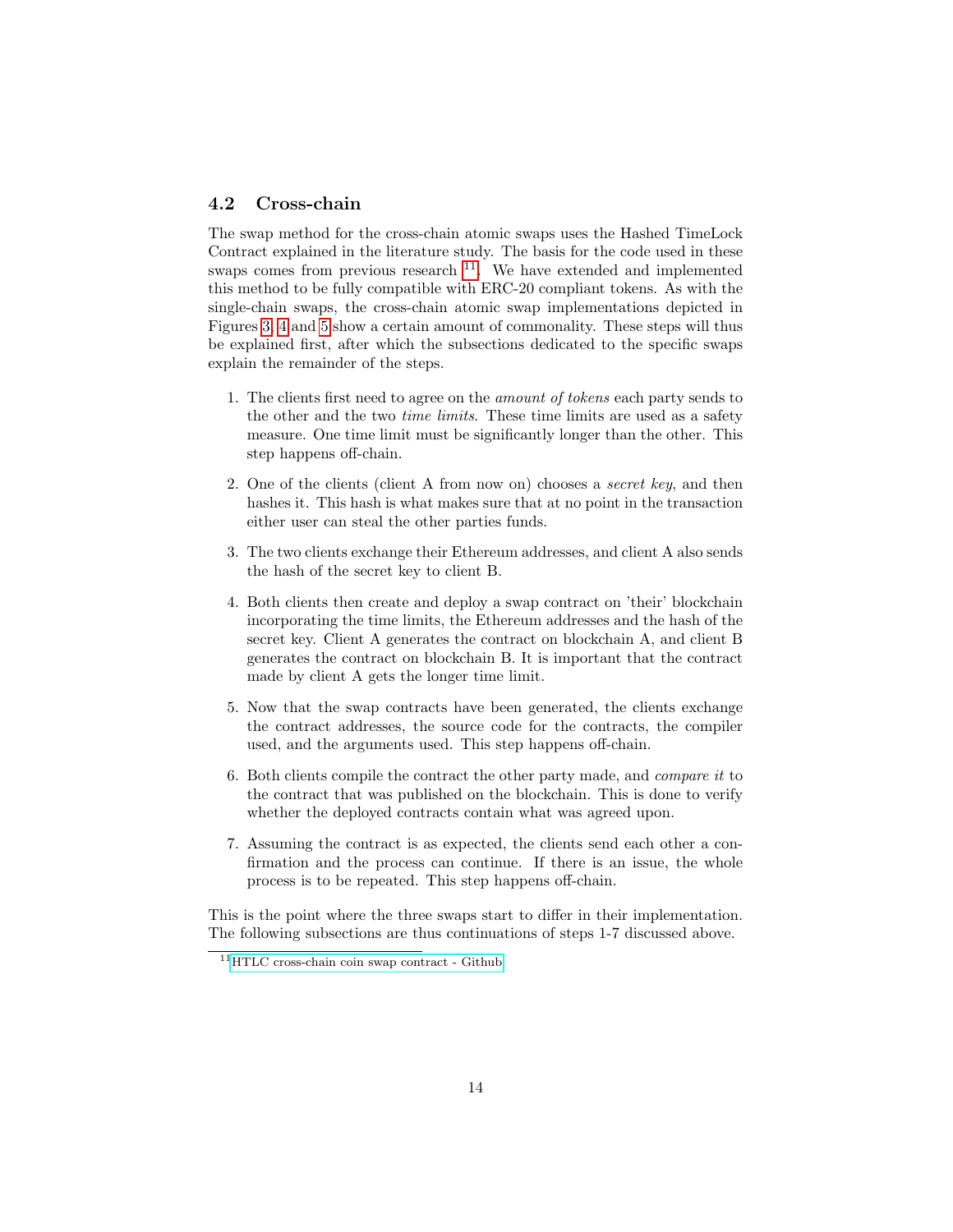### 4.2 Cross-chain

The swap method for the cross-chain atomic swaps uses the Hashed TimeLock Contract explained in the literature study. The basis for the code used in these swaps comes from previous research [11]. We have extended and implemented this method to be fully compatible with ERC-20 compliant tokens. As with the single-chain swaps, the cross-chain atomic swap implementations depicted in Figures 3, 4 and 5 show a certain amount of commonality. These steps will thus be explained first, after which the subsections dedicated to the specific swaps explain the remainder of the steps.

1. The clients first need to agree on the *amount of tokens* each party sends to the other and the two *time limits*. These time limits are used as a safety measure. One time limit must be significantly longer than the other. This step happens off-chain.
2. One of the clients (client A from now on) chooses a *secret key*, and then hashes it. This hash is what makes sure that at no point in the transaction either user can steal the other parties funds.
3. The two clients exchange their Ethereum addresses, and client A also sends the hash of the secret key to client B.
4. Both clients then create and deploy a swap contract on 'their' blockchain incorporating the time limits, the Ethereum addresses and the hash of the secret key. Client A generates the contract on blockchain A, and client B generates the contract on blockchain B. It is important that the contract made by client A gets the longer time limit.
5. Now that the swap contracts have been generated, the clients exchange the contract addresses, the source code for the contracts, the compiler used, and the arguments used. This step happens off-chain.
6. Both clients compile the contract the other party made, and *compare it* to the contract that was published on the blockchain. This is done to verify whether the deployed contracts contain what was agreed upon.
7. Assuming the contract is as expected, the clients send each other a confirmation and the process can continue. If there is an issue, the whole process is to be repeated. This step happens off-chain.

This is the point where the three swaps start to differ in their implementation. The following subsections are thus continuations of steps 1-7 discussed above.

[11] HTLC cross-chain coin swap contract - Github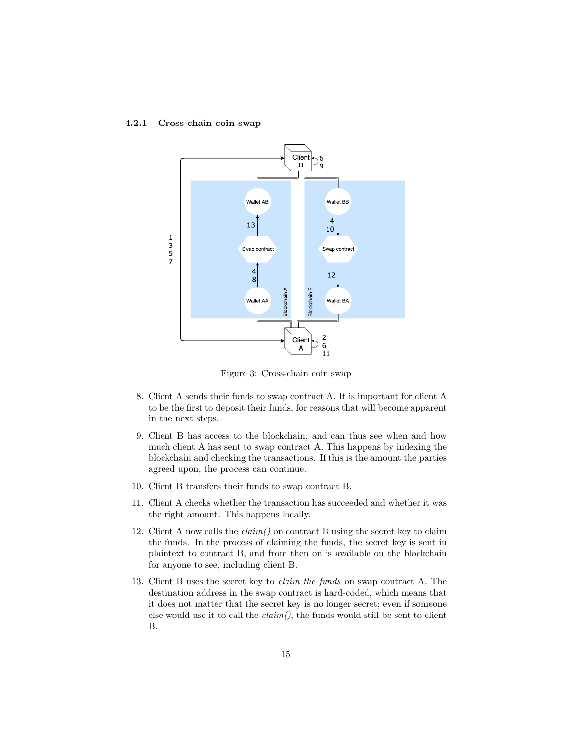### 4.2.1 Cross-chain coin swap

Figure 3: Cross-chain coin swap

8. Client A sends their funds to swap contract A. It is important for client A to be the first to deposit their funds, for reasons that will become apparent in the next steps.

9. Client B has access to the blockchain, and can thus see when and how much client A has sent to swap contract A. This happens by indexing the blockchain and checking the transactions. If this is the amount the parties agreed upon, the process can continue.

10. Client B transfers their funds to swap contract B.

11. Client A checks whether the transaction has succeeded and whether it was the right amount. This happens locally.

12. Client A now calls the *claim()* on contract B using the secret key to claim the funds. In the process of claiming the funds, the secret key is sent in plaintext to contract B, and from then on is available on the blockchain for anyone to see, including client B.

13. Client B uses the secret key to *claim the funds* on swap contract A. The destination address in the swap contract is hard-coded, which means that it does not matter that the secret key is no longer secret; even if someone else would use it to call the *claim()*, the funds would still be sent to client B.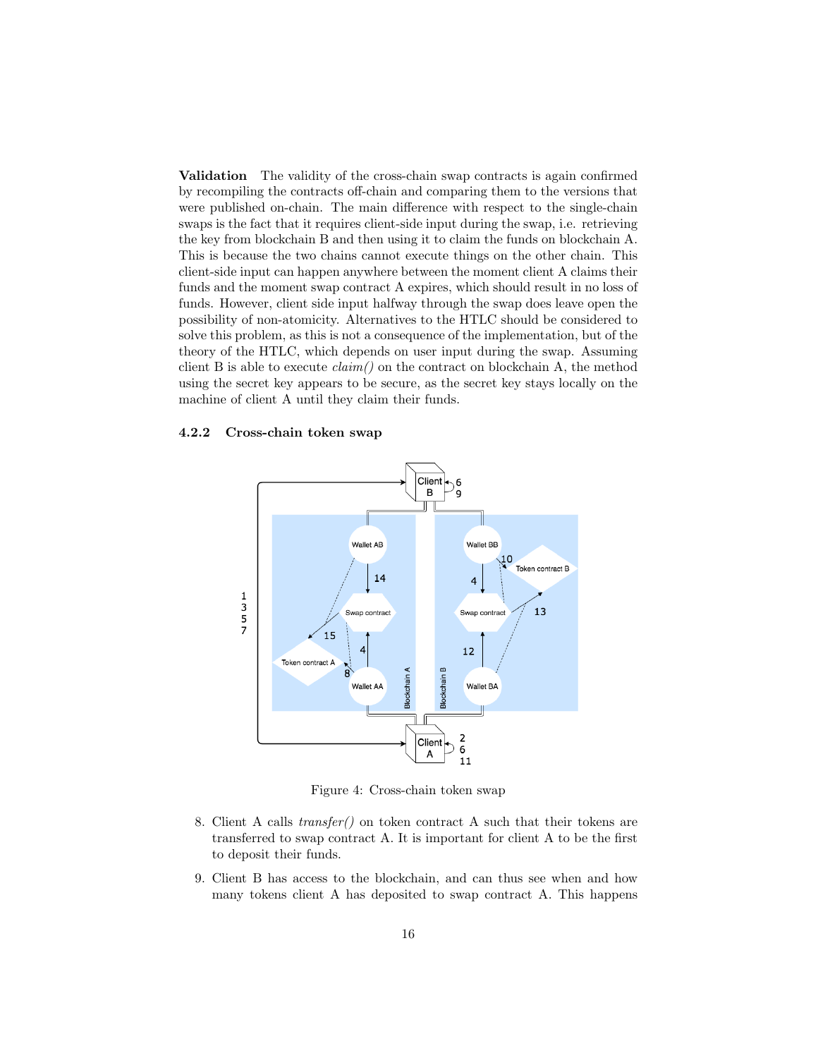**Validation** The validity of the cross-chain swap contracts is again confirmed by recompiling the contracts off-chain and comparing them to the versions that were published on-chain. The main difference with respect to the single-chain swaps is the fact that it requires client-side input during the swap, i.e. retrieving the key from blockchain B and then using it to claim the funds on blockchain A. This is because the two chains cannot execute things on the other chain. This client-side input can happen anywhere between the moment client A claims their funds and the moment swap contract A expires, which should result in no loss of funds. However, client side input halfway through the swap does leave open the possibility of non-atomicity. Alternatives to the HTLC should be considered to solve this problem, as this is not a consequence of the implementation, but of the theory of the HTLC, which depends on user input during the swap. Assuming client B is able to execute *claim()* on the contract on blockchain A, the method using the secret key appears to be secure, as the secret key stays locally on the machine of client A until they claim their funds.

### 4.2.2 Cross-chain token swap

Figure 4: Cross-chain token swap

8. Client A calls *transfer()* on token contract A such that their tokens are transferred to swap contract A. It is important for client A to be the first to deposit their funds.
9. Client B has access to the blockchain, and can thus see when and how many tokens client A has deposited to swap contract A. This happens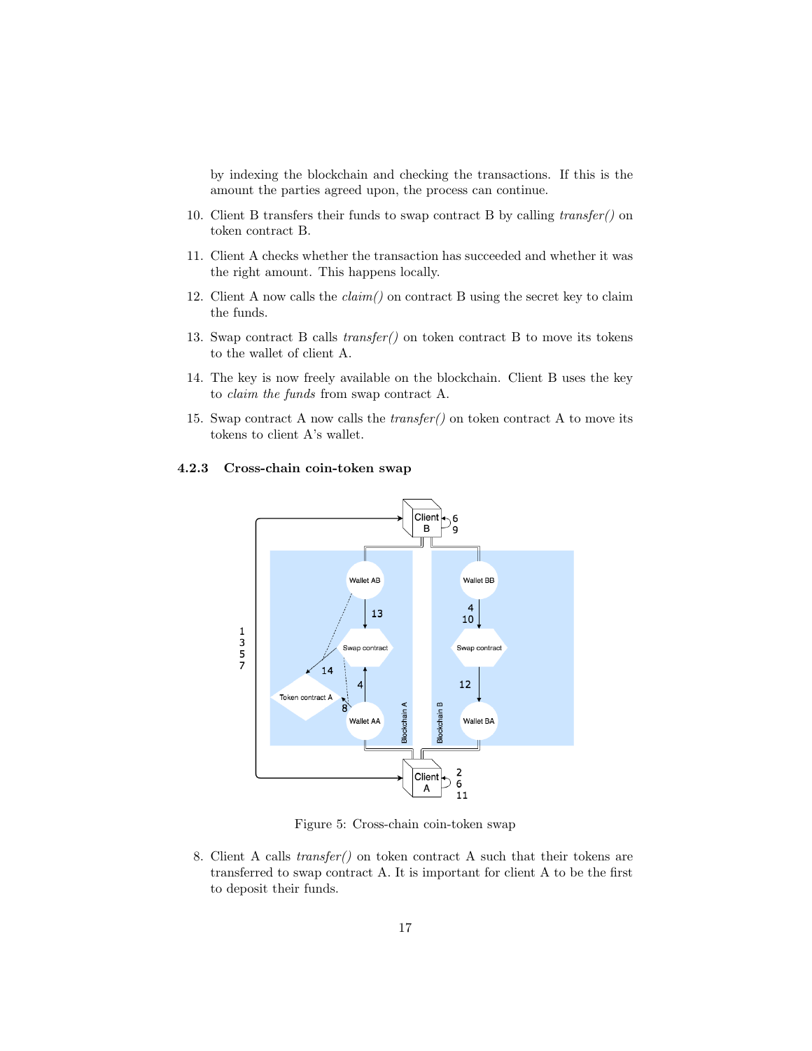by indexing the blockchain and checking the transactions. If this is the amount the parties agreed upon, the process can continue.

10. Client B transfers their funds to swap contract B by calling *transfer()* on token contract B.

11. Client A checks whether the transaction has succeeded and whether it was the right amount. This happens locally.

12. Client A now calls the *claim()* on contract B using the secret key to claim the funds.

13. Swap contract B calls *transfer()* on token contract B to move its tokens to the wallet of client A.

14. The key is now freely available on the blockchain. Client B uses the key to *claim the funds* from swap contract A.

15. Swap contract A now calls the *transfer()* on token contract A to move its tokens to client A's wallet.

#### 4.2.3 Cross-chain coin-token swap

Figure 5: Cross-chain coin-token swap

8. Client A calls *transfer()* on token contract A such that their tokens are transferred to swap contract A. It is important for client A to be the first to deposit their funds.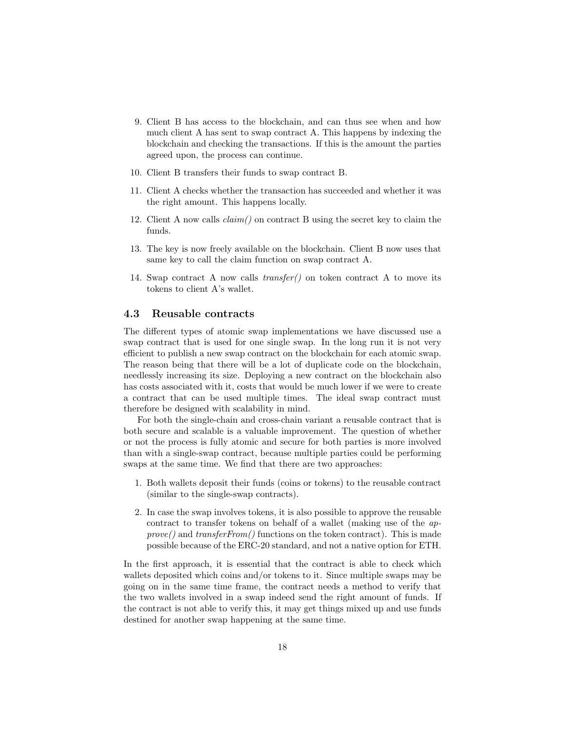9. Client B has access to the blockchain, and can thus see when and how much client A has sent to swap contract A. This happens by indexing the blockchain and checking the transactions. If this is the amount the parties agreed upon, the process can continue.

10. Client B transfers their funds to swap contract B.

11. Client A checks whether the transaction has succeeded and whether it was the right amount. This happens locally.

12. Client A now calls *claim()* on contract B using the secret key to claim the funds.

13. The key is now freely available on the blockchain. Client B now uses that same key to call the claim function on swap contract A.

14. Swap contract A now calls *transfer()* on token contract A to move its tokens to client A's wallet.

### 4.3 Reusable contracts

The different types of atomic swap implementations we have discussed use a swap contract that is used for one single swap. In the long run it is not very efficient to publish a new swap contract on the blockchain for each atomic swap. The reason being that there will be a lot of duplicate code on the blockchain, needlessly increasing its size. Deploying a new contract on the blockchain also has costs associated with it, costs that would be much lower if we were to create a contract that can be used multiple times. The ideal swap contract must therefore be designed with scalability in mind.

For both the single-chain and cross-chain variant a reusable contract that is both secure and scalable is a valuable improvement. The question of whether or not the process is fully atomic and secure for both parties is more involved than with a single-swap contract, because multiple parties could be performing swaps at the same time. We find that there are two approaches:

1. Both wallets deposit their funds (coins or tokens) to the reusable contract (similar to the single-swap contracts).

2. In case the swap involves tokens, it is also possible to approve the reusable contract to transfer tokens on behalf of a wallet (making use of the *approve()* and *transferFrom()* functions on the token contract). This is made possible because of the ERC-20 standard, and not a native option for ETH.

In the first approach, it is essential that the contract is able to check which wallets deposited which coins and/or tokens to it. Since multiple swaps may be going on in the same time frame, the contract needs a method to verify that the two wallets involved in a swap indeed send the right amount of funds. If the contract is not able to verify this, it may get things mixed up and use funds destined for another swap happening at the same time.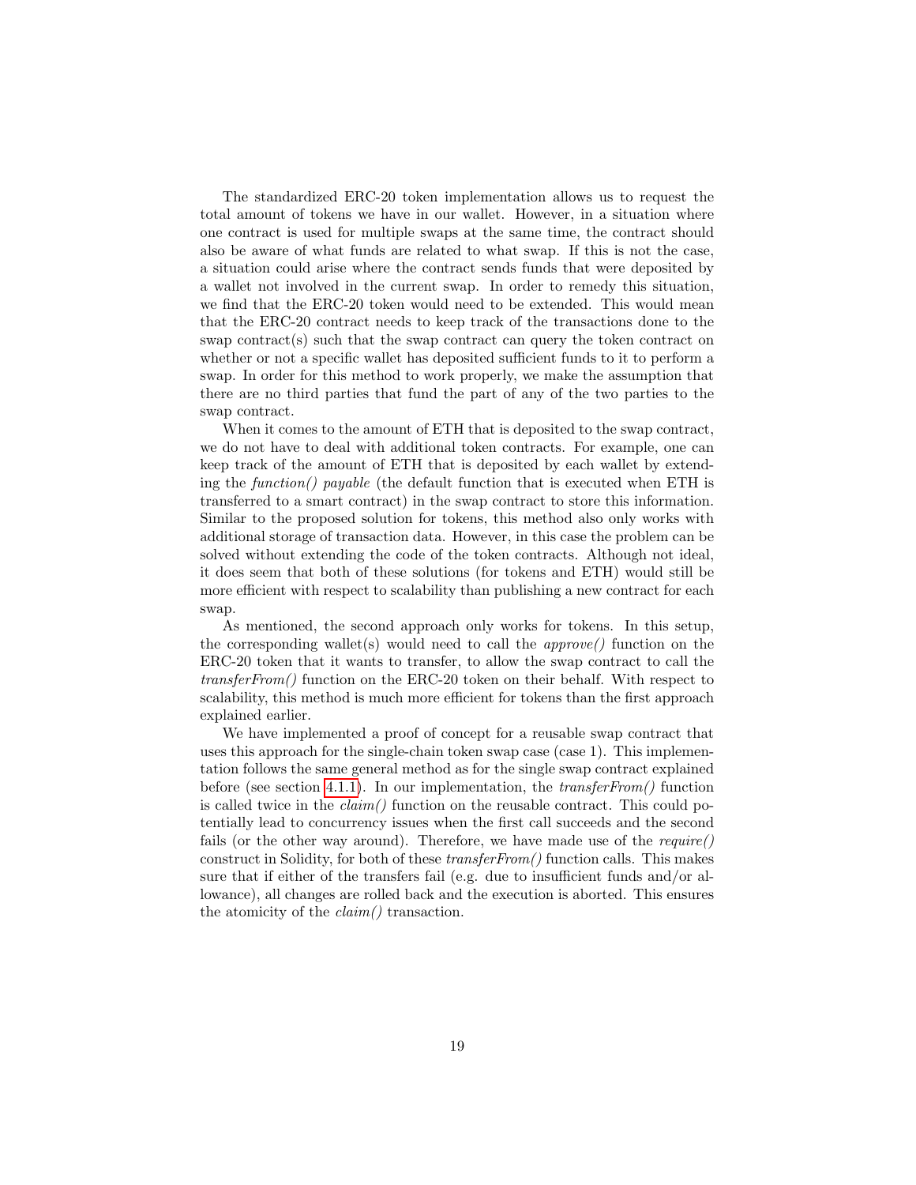The standardized ERC-20 token implementation allows us to request the total amount of tokens we have in our wallet. However, in a situation where one contract is used for multiple swaps at the same time, the contract should also be aware of what funds are related to what swap. If this is not the case, a situation could arise where the contract sends funds that were deposited by a wallet not involved in the current swap. In order to remedy this situation, we find that the ERC-20 token would need to be extended. This would mean that the ERC-20 contract needs to keep track of the transactions done to the swap contract(s) such that the swap contract can query the token contract on whether or not a specific wallet has deposited sufficient funds to it to perform a swap. In order for this method to work properly, we make the assumption that there are no third parties that fund the part of any of the two parties to the swap contract.

When it comes to the amount of ETH that is deposited to the swap contract, we do not have to deal with additional token contracts. For example, one can keep track of the amount of ETH that is deposited by each wallet by extending the *function() payable* (the default function that is executed when ETH is transferred to a smart contract) in the swap contract to store this information. Similar to the proposed solution for tokens, this method also only works with additional storage of transaction data. However, in this case the problem can be solved without extending the code of the token contracts. Although not ideal, it does seem that both of these solutions (for tokens and ETH) would still be more efficient with respect to scalability than publishing a new contract for each swap.

As mentioned, the second approach only works for tokens. In this setup, the corresponding wallet(s) would need to call the *approve()* function on the ERC-20 token that it wants to transfer, to allow the swap contract to call the *transferFrom()* function on the ERC-20 token on their behalf. With respect to scalability, this method is much more efficient for tokens than the first approach explained earlier.

We have implemented a proof of concept for a reusable swap contract that uses this approach for the single-chain token swap case (case 1). This implementation follows the same general method as for the single swap contract explained before (see section 4.1.1). In our implementation, the *transferFrom()* function is called twice in the *claim()* function on the reusable contract. This could potentially lead to concurrency issues when the first call succeeds and the second fails (or the other way around). Therefore, we have made use of the *require()* construct in Solidity, for both of these *transferFrom()* function calls. This makes sure that if either of the transfers fail (e.g. due to insufficient funds and/or allowance), all changes are rolled back and the execution is aborted. This ensures the atomicity of the *claim()* transaction.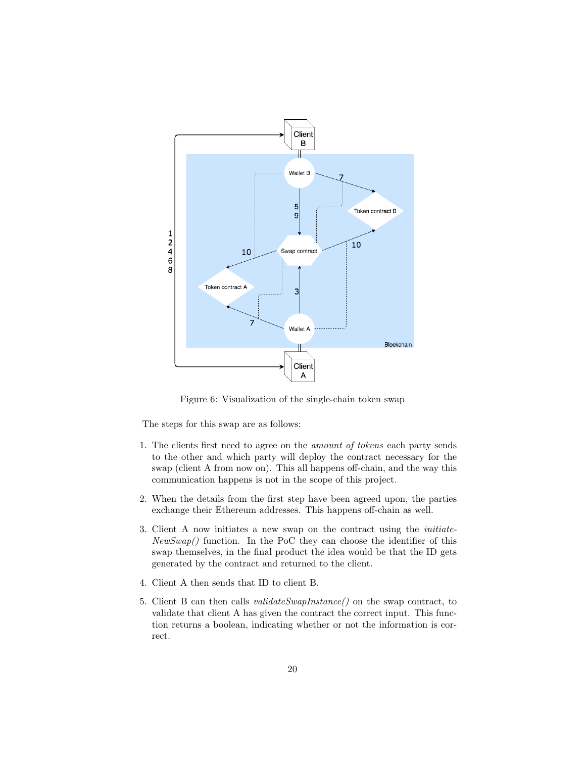Figure 6: Visualization of the single-chain token swap

The steps for this swap are as follows:

1. The clients first need to agree on the *amount of tokens* each party sends to the other and which party will deploy the contract necessary for the swap (client A from now on). This all happens off-chain, and the way this communication happens is not in the scope of this project.

2. When the details from the first step have been agreed upon, the parties exchange their Ethereum addresses. This happens off-chain as well.

3. Client A now initiates a new swap on the contract using the *initiateNewSwap()* function. In the PoC they can choose the identifier of this swap themselves, in the final product the idea would be that the ID gets generated by the contract and returned to the client.

4. Client A then sends that ID to client B.

5. Client B can then calls *validateSwapInstance()* on the swap contract, to validate that client A has given the contract the correct input. This function returns a boolean, indicating whether or not the information is correct.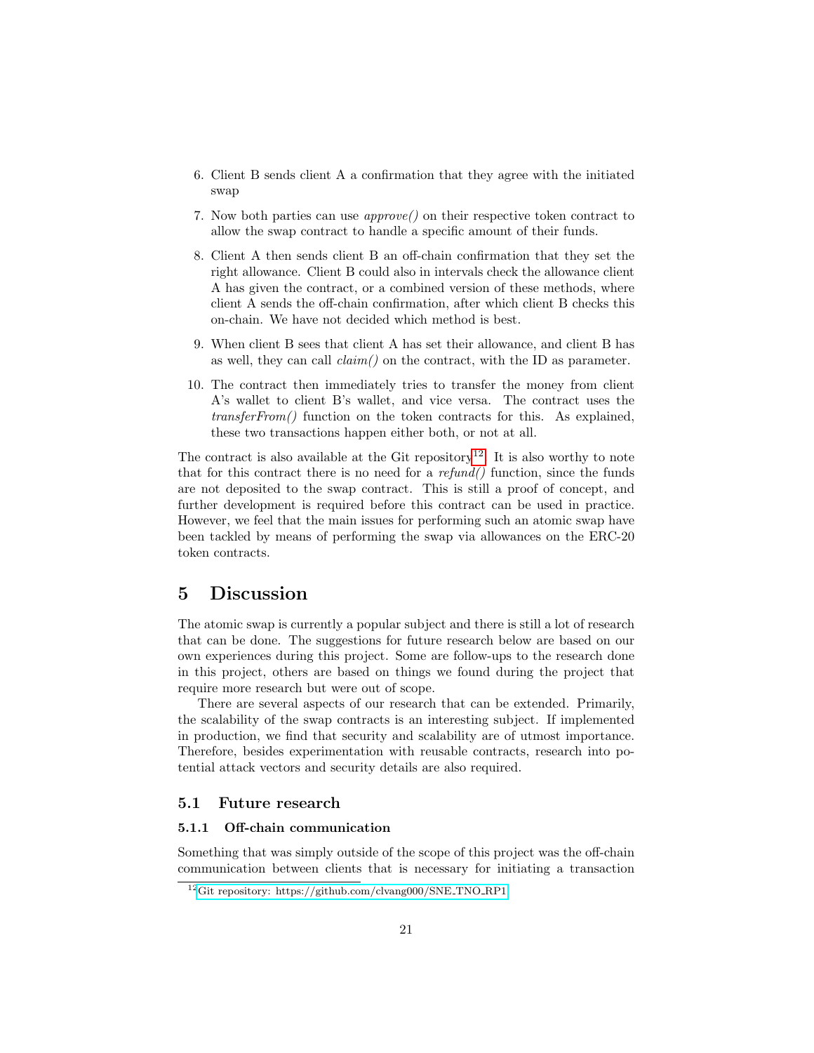6. Client B sends client A a confirmation that they agree with the initiated swap

7. Now both parties can use *approve()* on their respective token contract to allow the swap contract to handle a specific amount of their funds.

8. Client A then sends client B an off-chain confirmation that they set the right allowance. Client B could also in intervals check the allowance client A has given the contract, or a combined version of these methods, where client A sends the off-chain confirmation, after which client B checks this on-chain. We have not decided which method is best.

9. When client B sees that client A has set their allowance, and client B has as well, they can call *claim()* on the contract, with the ID as parameter.

10. The contract then immediately tries to transfer the money from client A's wallet to client B's wallet, and vice versa. The contract uses the *transferFrom()* function on the token contracts for this. As explained, these two transactions happen either both, or not at all.

The contract is also available at the Git repository[12]. It is also worthy to note that for this contract there is no need for a *refund()* function, since the funds are not deposited to the swap contract. This is still a proof of concept, and further development is required before this contract can be used in practice. However, we feel that the main issues for performing such an atomic swap have been tackled by means of performing the swap via allowances on the ERC-20 token contracts.

# 5 Discussion

The atomic swap is currently a popular subject and there is still a lot of research that can be done. The suggestions for future research below are based on our own experiences during this project. Some are follow-ups to the research done in this project, others are based on things we found during the project that require more research but were out of scope.

There are several aspects of our research that can be extended. Primarily, the scalability of the swap contracts is an interesting subject. If implemented in production, we find that security and scalability are of utmost importance. Therefore, besides experimentation with reusable contracts, research into potential attack vectors and security details are also required.

## 5.1 Future research

### 5.1.1 Off-chain communication

Something that was simply outside of the scope of this project was the off-chain communication between clients that is necessary for initiating a transaction

[12] Git repository: https://github.com/clvang000/SNE_TNO_RP1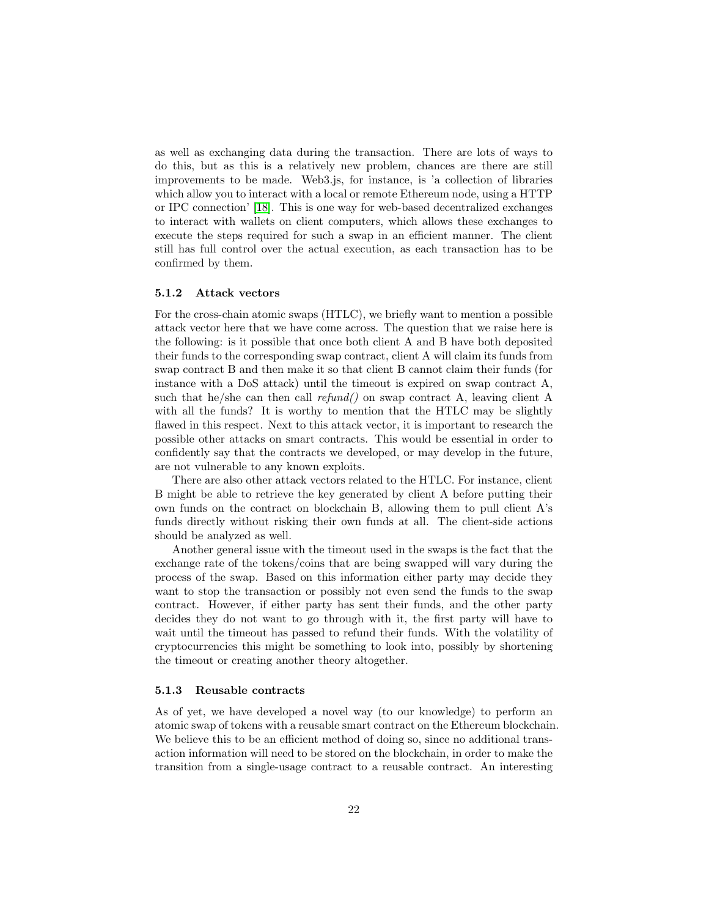as well as exchanging data during the transaction. There are lots of ways to do this, but as this is a relatively new problem, chances are there are still improvements to be made. Web3.js, for instance, is 'a collection of libraries which allow you to interact with a local or remote Ethereum node, using a HTTP or IPC connection' [18]. This is one way for web-based decentralized exchanges to interact with wallets on client computers, which allows these exchanges to execute the steps required for such a swap in an efficient manner. The client still has full control over the actual execution, as each transaction has to be confirmed by them.

### 5.1.2 Attack vectors

For the cross-chain atomic swaps (HTLC), we briefly want to mention a possible attack vector here that we have come across. The question that we raise here is the following: is it possible that once both client A and B have both deposited their funds to the corresponding swap contract, client A will claim its funds from swap contract B and then make it so that client B cannot claim their funds (for instance with a DoS attack) until the timeout is expired on swap contract A, such that he/she can then call *refund()* on swap contract A, leaving client A with all the funds? It is worthy to mention that the HTLC may be slightly flawed in this respect. Next to this attack vector, it is important to research the possible other attacks on smart contracts. This would be essential in order to confidently say that the contracts we developed, or may develop in the future, are not vulnerable to any known exploits.

There are also other attack vectors related to the HTLC. For instance, client B might be able to retrieve the key generated by client A before putting their own funds on the contract on blockchain B, allowing them to pull client A's funds directly without risking their own funds at all. The client-side actions should be analyzed as well.

Another general issue with the timeout used in the swaps is the fact that the exchange rate of the tokens/coins that are being swapped will vary during the process of the swap. Based on this information either party may decide they want to stop the transaction or possibly not even send the funds to the swap contract. However, if either party has sent their funds, and the other party decides they do not want to go through with it, the first party will have to wait until the timeout has passed to refund their funds. With the volatility of cryptocurrencies this might be something to look into, possibly by shortening the timeout or creating another theory altogether.

### 5.1.3 Reusable contracts

As of yet, we have developed a novel way (to our knowledge) to perform an atomic swap of tokens with a reusable smart contract on the Ethereum blockchain. We believe this to be an efficient method of doing so, since no additional transaction information will need to be stored on the blockchain, in order to make the transition from a single-usage contract to a reusable contract. An interesting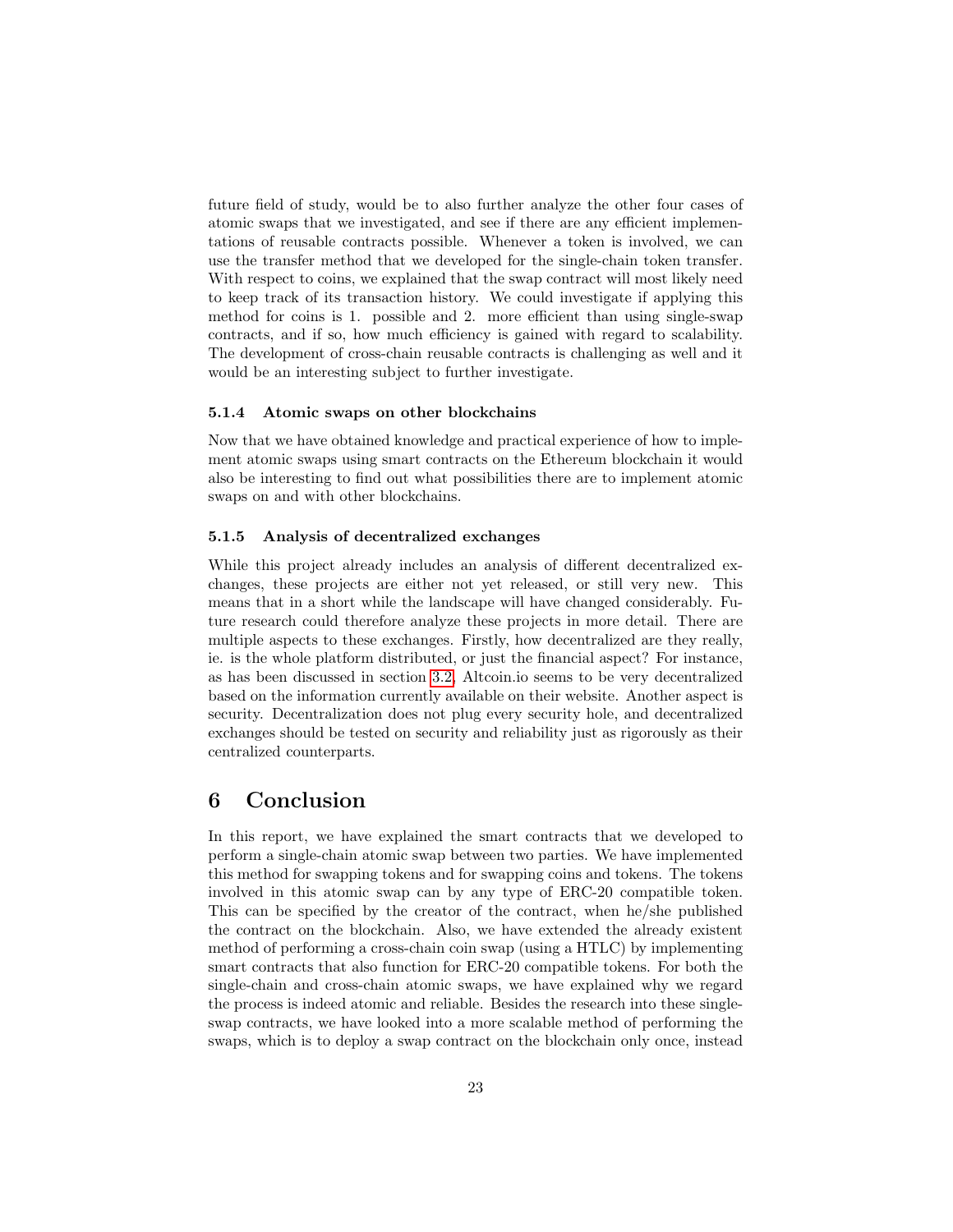future field of study, would be to also further analyze the other four cases of atomic swaps that we investigated, and see if there are any efficient implementations of reusable contracts possible. Whenever a token is involved, we can use the transfer method that we developed for the single-chain token transfer. With respect to coins, we explained that the swap contract will most likely need to keep track of its transaction history. We could investigate if applying this method for coins is 1. possible and 2. more efficient than using single-swap contracts, and if so, how much efficiency is gained with regard to scalability. The development of cross-chain reusable contracts is challenging as well and it would be an interesting subject to further investigate.

### 5.1.4 Atomic swaps on other blockchains

Now that we have obtained knowledge and practical experience of how to implement atomic swaps using smart contracts on the Ethereum blockchain it would also be interesting to find out what possibilities there are to implement atomic swaps on and with other blockchains.

### 5.1.5 Analysis of decentralized exchanges

While this project already includes an analysis of different decentralized exchanges, these projects are either not yet released, or still very new. This means that in a short while the landscape will have changed considerably. Future research could therefore analyze these projects in more detail. There are multiple aspects to these exchanges. Firstly, how decentralized are they really, ie. is the whole platform distributed, or just the financial aspect? For instance, as has been discussed in section 3.2, Altcoin.io seems to be very decentralized based on the information currently available on their website. Another aspect is security. Decentralization does not plug every security hole, and decentralized exchanges should be tested on security and reliability just as rigorously as their centralized counterparts.

# 6 Conclusion

In this report, we have explained the smart contracts that we developed to perform a single-chain atomic swap between two parties. We have implemented this method for swapping tokens and for swapping coins and tokens. The tokens involved in this atomic swap can by any type of ERC-20 compatible token. This can be specified by the creator of the contract, when he/she published the contract on the blockchain. Also, we have extended the already existent method of performing a cross-chain coin swap (using a HTLC) by implementing smart contracts that also function for ERC-20 compatible tokens. For both the single-chain and cross-chain atomic swaps, we have explained why we regard the process is indeed atomic and reliable. Besides the research into these single-swap contracts, we have looked into a more scalable method of performing the swaps, which is to deploy a swap contract on the blockchain only once, instead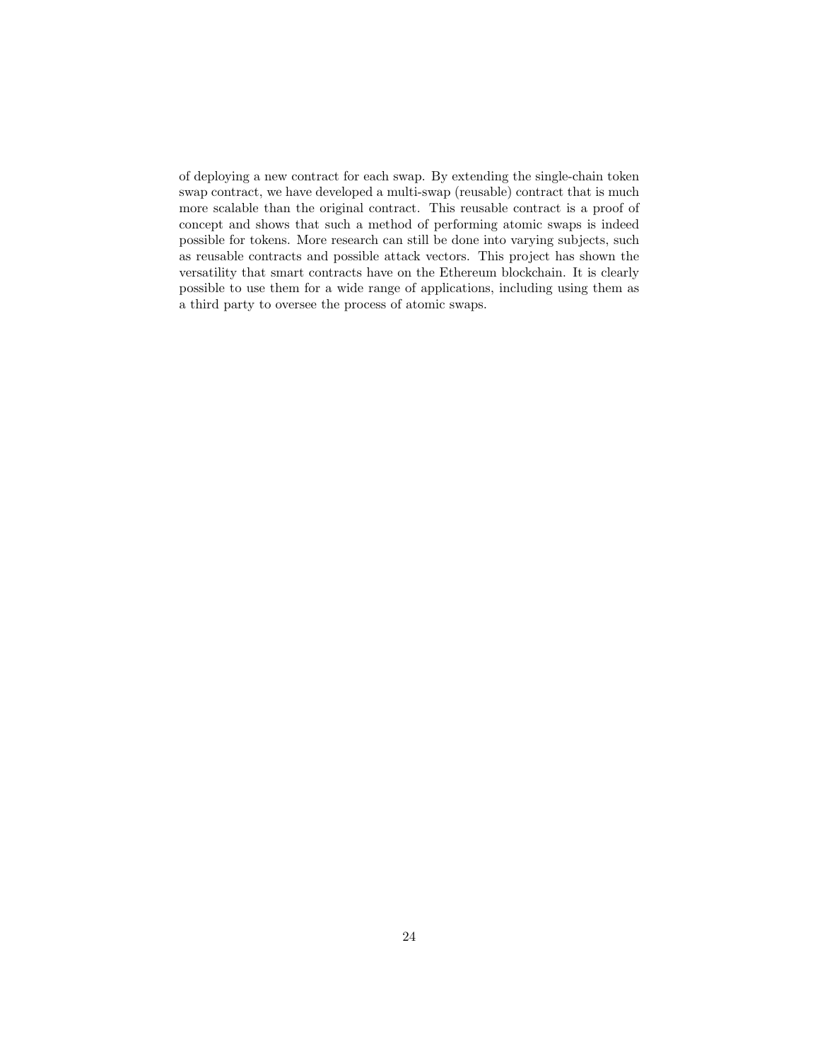of deploying a new contract for each swap. By extending the single-chain token swap contract, we have developed a multi-swap (reusable) contract that is much more scalable than the original contract. This reusable contract is a proof of concept and shows that such a method of performing atomic swaps is indeed possible for tokens. More research can still be done into varying subjects, such as reusable contracts and possible attack vectors. This project has shown the versatility that smart contracts have on the Ethereum blockchain. It is clearly possible to use them for a wide range of applications, including using them as a third party to oversee the process of atomic swaps.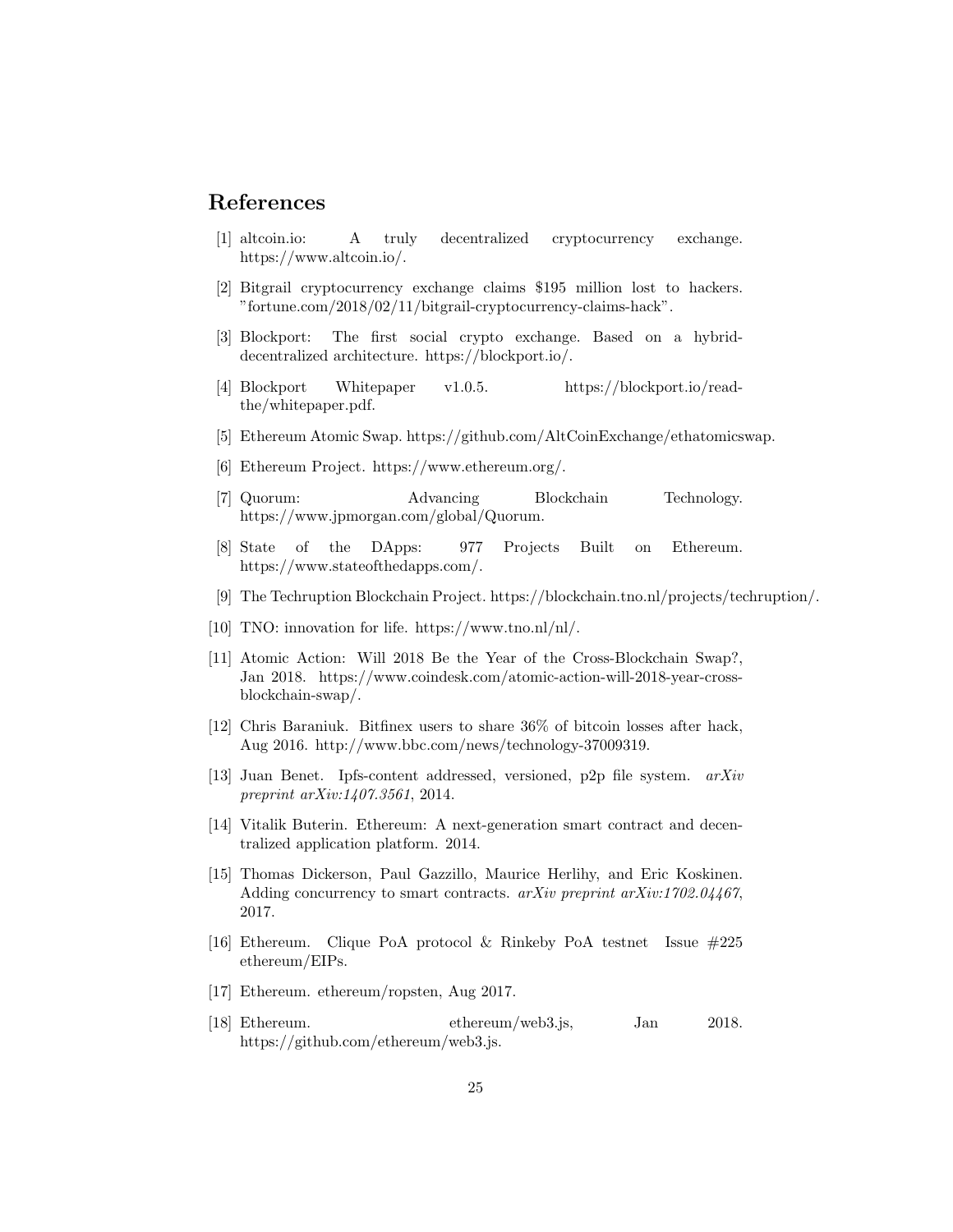## References

[1] altcoin.io: A truly decentralized cryptocurrency exchange. https://www.altcoin.io/.

[2] Bitgrail cryptocurrency exchange claims $195 million lost to hackers. "fortune.com/2018/02/11/bitgrail-cryptocurrency-claims-hack".

[3] Blockport: The first social crypto exchange. Based on a hybrid-decentralized architecture. https://blockport.io/.

[4] Blockport Whitepaper v1.0.5. https://blockport.io/read-the/whitepaper.pdf.

[5] Ethereum Atomic Swap. https://github.com/AltCoinExchange/ethatomicswap.

[6] Ethereum Project. https://www.ethereum.org/.

[7] Quorum: Advancing Blockchain Technology. https://www.jpmorgan.com/global/Quorum.

[8] State of the DApps: 977 Projects Built on Ethereum. https://www.stateofthedapps.com/.

[9] The Techruption Blockchain Project. https://blockchain.tno.nl/projects/techruption/.

[10] TNO: innovation for life. https://www.tno.nl/nl/.

[11] Atomic Action: Will 2018 Be the Year of the Cross-Blockchain Swap?, Jan 2018. https://www.coindesk.com/atomic-action-will-2018-year-cross-blockchain-swap/.

[12] Chris Baraniuk. Bitfinex users to share 36% of bitcoin losses after hack, Aug 2016. http://www.bbc.com/news/technology-37009319.

[13] Juan Benet. Ipfs-content addressed, versioned, p2p file system. *arXiv preprint arXiv:1407.3561*, 2014.

[14] Vitalik Buterin. Ethereum: A next-generation smart contract and decentralized application platform. 2014.

[15] Thomas Dickerson, Paul Gazzillo, Maurice Herlihy, and Eric Koskinen. Adding concurrency to smart contracts. *arXiv preprint arXiv:1702.04467*, 2017.

[16] Ethereum. Clique PoA protocol & Rinkeby PoA testnet Issue #225 ethereum/EIPs.

[17] Ethereum. ethereum/ropsten, Aug 2017.

[18] Ethereum. ethereum/web3.js, Jan 2018. https://github.com/ethereum/web3.js.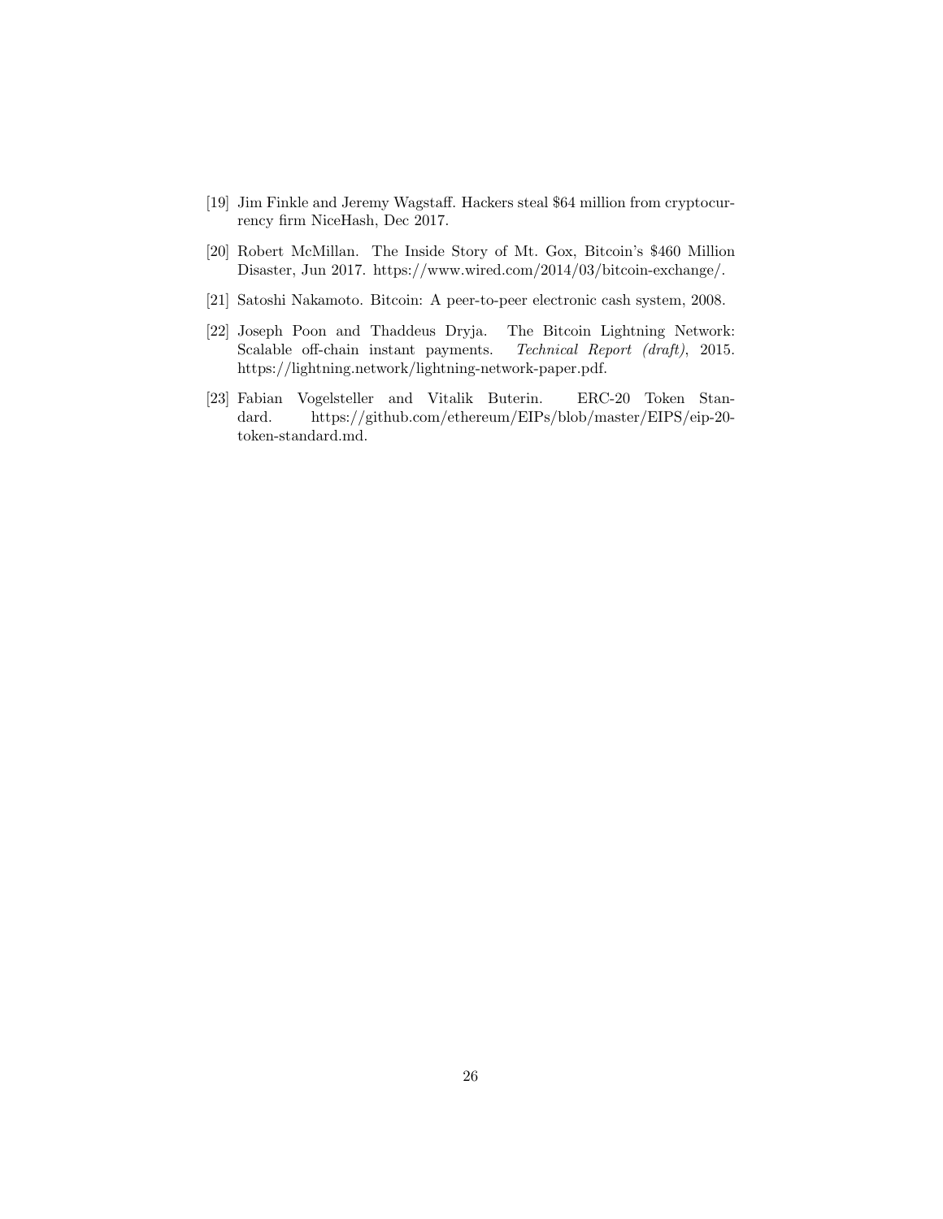[19] Jim Finkle and Jeremy Wagstaff. Hackers steal $64 million from cryptocurrency firm NiceHash, Dec 2017.

[20] Robert McMillan. The Inside Story of Mt. Gox, Bitcoin's $460 Million Disaster, Jun 2017. https://www.wired.com/2014/03/bitcoin-exchange/.

[21] Satoshi Nakamoto. Bitcoin: A peer-to-peer electronic cash system, 2008.

[22] Joseph Poon and Thaddeus Dryja. The Bitcoin Lightning Network: Scalable off-chain instant payments. *Technical Report (draft)*, 2015. https://lightning.network/lightning-network-paper.pdf.

[23] Fabian Vogelsteller and Vitalik Buterin. ERC-20 Token Standard. https://github.com/ethereum/EIPs/blob/master/EIPS/eip-20-token-standard.md.